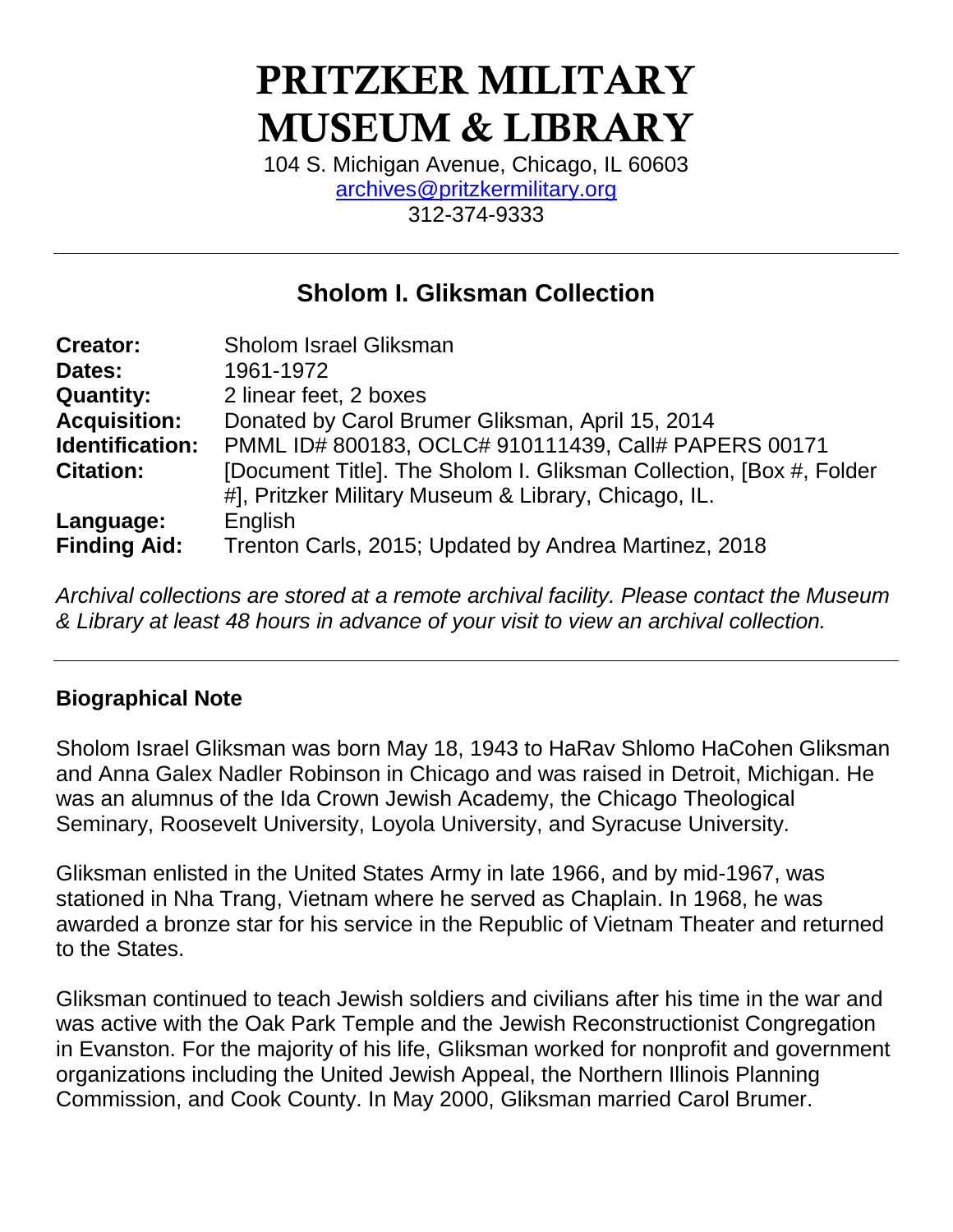# PRITZKER MILITARY MUSEUM & LIBRARY

104 S. Michigan Avenue, Chicago, IL 60603
archives@pritzkermilitary.org
312-374-9333

---

## Sholom I. Gliksman Collection

| | |
|---|---|
| **Creator:** | Sholom Israel Gliksman |
| **Dates:** | 1961-1972 |
| **Quantity:** | 2 linear feet, 2 boxes |
| **Acquisition:** | Donated by Carol Brumer Gliksman, April 15, 2014 |
| **Identification:** | PMML ID# 800183, OCLC# 910111439, Call# PAPERS 00171 |
| **Citation:** | [Document Title]. The Sholom I. Gliksman Collection, [Box #, Folder #], Pritzker Military Museum & Library, Chicago, IL. |
| **Language:** | English |
| **Finding Aid:** | Trenton Carls, 2015; Updated by Andrea Martinez, 2018 |

*Archival collections are stored at a remote archival facility. Please contact the Museum & Library at least 48 hours in advance of your visit to view an archival collection.*

---

### Biographical Note

Sholom Israel Gliksman was born May 18, 1943 to HaRav Shlomo HaCohen Gliksman and Anna Galex Nadler Robinson in Chicago and was raised in Detroit, Michigan. He was an alumnus of the Ida Crown Jewish Academy, the Chicago Theological Seminary, Roosevelt University, Loyola University, and Syracuse University.

Gliksman enlisted in the United States Army in late 1966, and by mid-1967, was stationed in Nha Trang, Vietnam where he served as Chaplain. In 1968, he was awarded a bronze star for his service in the Republic of Vietnam Theater and returned to the States.

Gliksman continued to teach Jewish soldiers and civilians after his time in the war and was active with the Oak Park Temple and the Jewish Reconstructionist Congregation in Evanston. For the majority of his life, Gliksman worked for nonprofit and government organizations including the United Jewish Appeal, the Northern Illinois Planning Commission, and Cook County. In May 2000, Gliksman married Carol Brumer.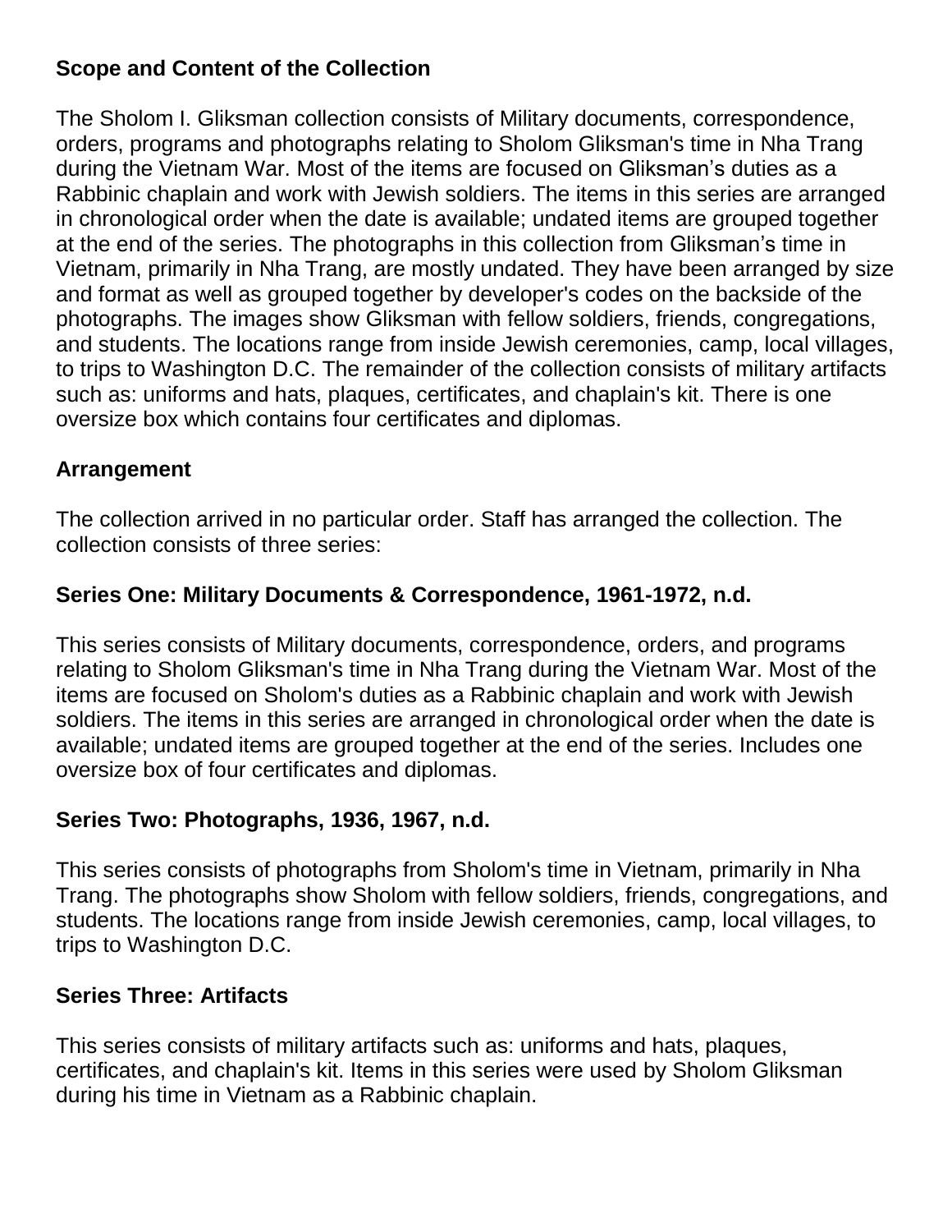## Scope and Content of the Collection

The Sholom I. Gliksman collection consists of Military documents, correspondence, orders, programs and photographs relating to Sholom Gliksman's time in Nha Trang during the Vietnam War. Most of the items are focused on Gliksman's duties as a Rabbinic chaplain and work with Jewish soldiers. The items in this series are arranged in chronological order when the date is available; undated items are grouped together at the end of the series. The photographs in this collection from Gliksman's time in Vietnam, primarily in Nha Trang, are mostly undated. They have been arranged by size and format as well as grouped together by developer's codes on the backside of the photographs. The images show Gliksman with fellow soldiers, friends, congregations, and students. The locations range from inside Jewish ceremonies, camp, local villages, to trips to Washington D.C. The remainder of the collection consists of military artifacts such as: uniforms and hats, plaques, certificates, and chaplain's kit. There is one oversize box which contains four certificates and diplomas.

## Arrangement

The collection arrived in no particular order. Staff has arranged the collection. The collection consists of three series:

### Series One: Military Documents & Correspondence, 1961-1972, n.d.

This series consists of Military documents, correspondence, orders, and programs relating to Sholom Gliksman's time in Nha Trang during the Vietnam War. Most of the items are focused on Sholom's duties as a Rabbinic chaplain and work with Jewish soldiers. The items in this series are arranged in chronological order when the date is available; undated items are grouped together at the end of the series. Includes one oversize box of four certificates and diplomas.

### Series Two: Photographs, 1936, 1967, n.d.

This series consists of photographs from Sholom's time in Vietnam, primarily in Nha Trang. The photographs show Sholom with fellow soldiers, friends, congregations, and students. The locations range from inside Jewish ceremonies, camp, local villages, to trips to Washington D.C.

### Series Three: Artifacts

This series consists of military artifacts such as: uniforms and hats, plaques, certificates, and chaplain's kit. Items in this series were used by Sholom Gliksman during his time in Vietnam as a Rabbinic chaplain.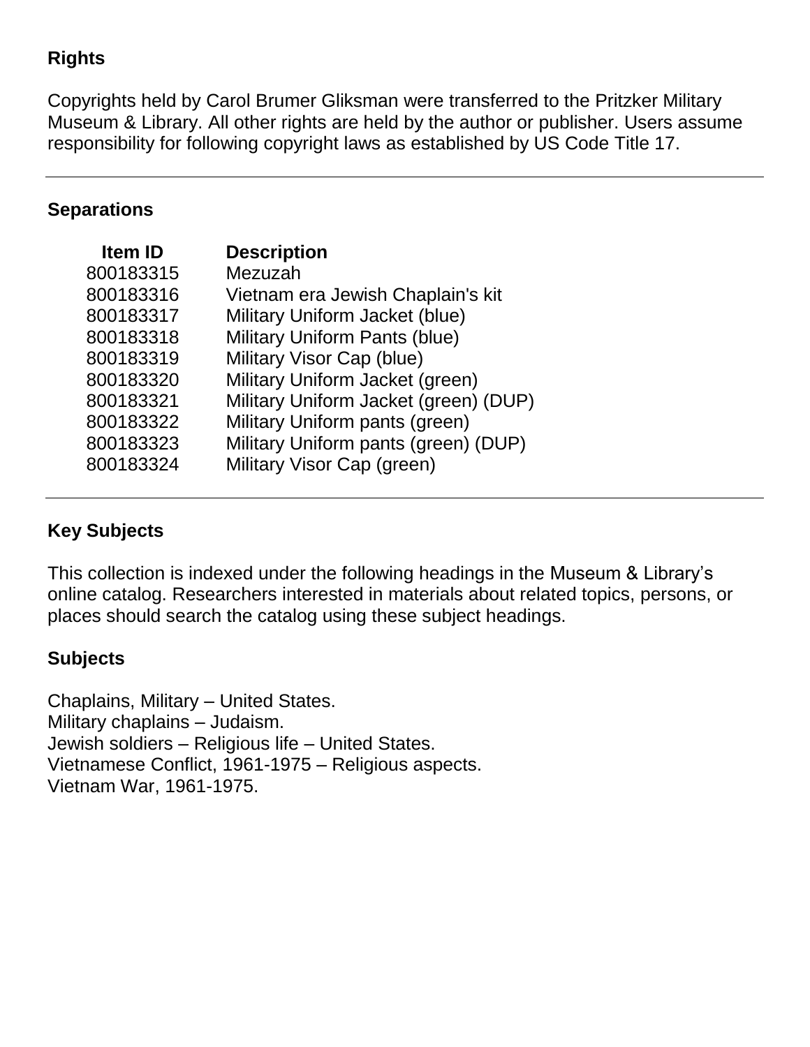## Rights

Copyrights held by Carol Brumer Gliksman were transferred to the Pritzker Military Museum & Library. All other rights are held by the author or publisher. Users assume responsibility for following copyright laws as established by US Code Title 17.

---

## Separations

| Item ID | Description |
|---|---|
| 800183315 | Mezuzah |
| 800183316 | Vietnam era Jewish Chaplain's kit |
| 800183317 | Military Uniform Jacket (blue) |
| 800183318 | Military Uniform Pants (blue) |
| 800183319 | Military Visor Cap (blue) |
| 800183320 | Military Uniform Jacket (green) |
| 800183321 | Military Uniform Jacket (green) (DUP) |
| 800183322 | Military Uniform pants (green) |
| 800183323 | Military Uniform pants (green) (DUP) |
| 800183324 | Military Visor Cap (green) |

---

## Key Subjects

This collection is indexed under the following headings in the Museum & Library's online catalog. Researchers interested in materials about related topics, persons, or places should search the catalog using these subject headings.

### Subjects

Chaplains, Military – United States.
Military chaplains – Judaism.
Jewish soldiers – Religious life – United States.
Vietnamese Conflict, 1961-1975 – Religious aspects.
Vietnam War, 1961-1975.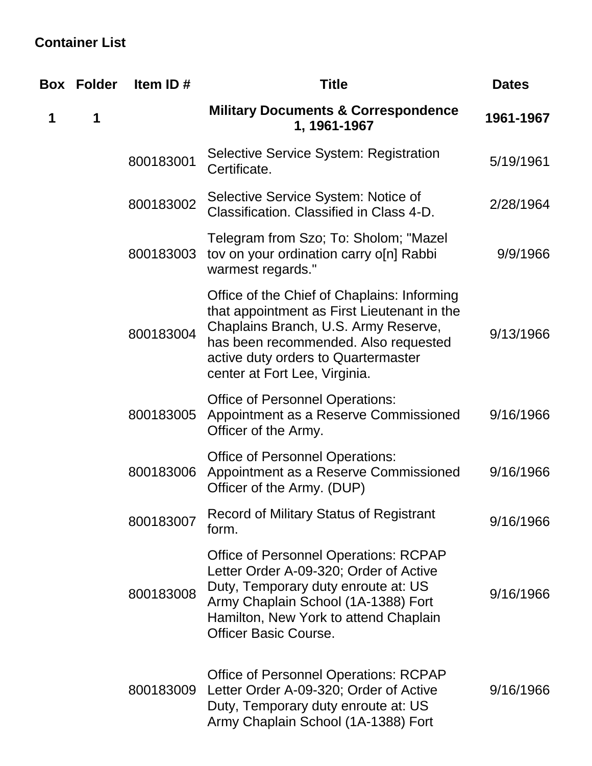## Container List

| Box | Folder | Item ID # | Title | Dates |
| --- | --- | --- | --- | --- |
| **1** | **1** | | **Military Documents & Correspondence 1, 1961-1967** | **1961-1967** |
| | | 800183001 | Selective Service System: Registration Certificate. | 5/19/1961 |
| | | 800183002 | Selective Service System: Notice of Classification. Classified in Class 4-D. | 2/28/1964 |
| | | 800183003 | Telegram from Szo; To: Sholom; "Mazel tov on your ordination carry o[n] Rabbi warmest regards." | 9/9/1966 |
| | | 800183004 | Office of the Chief of Chaplains: Informing that appointment as First Lieutenant in the Chaplains Branch, U.S. Army Reserve, has been recommended. Also requested active duty orders to Quartermaster center at Fort Lee, Virginia. | 9/13/1966 |
| | | 800183005 | Office of Personnel Operations: Appointment as a Reserve Commissioned Officer of the Army. | 9/16/1966 |
| | | 800183006 | Office of Personnel Operations: Appointment as a Reserve Commissioned Officer of the Army. (DUP) | 9/16/1966 |
| | | 800183007 | Record of Military Status of Registrant form. | 9/16/1966 |
| | | 800183008 | Office of Personnel Operations: RCPAP Letter Order A-09-320; Order of Active Duty, Temporary duty enroute at: US Army Chaplain School (1A-1388) Fort Hamilton, New York to attend Chaplain Officer Basic Course. | 9/16/1966 |
| | | 800183009 | Office of Personnel Operations: RCPAP Letter Order A-09-320; Order of Active Duty, Temporary duty enroute at: US Army Chaplain School (1A-1388) Fort | 9/16/1966 |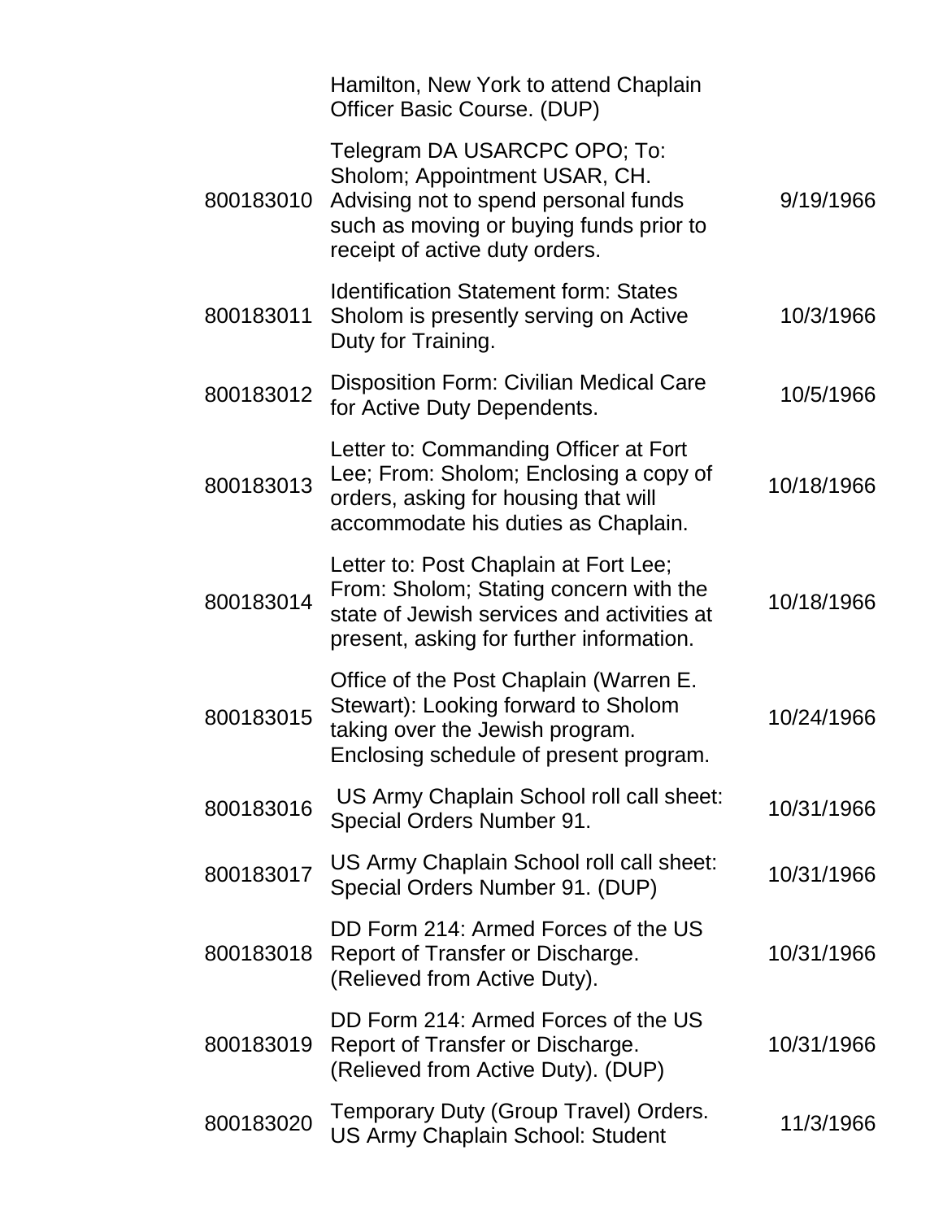| | | |
|---|---|---|
| | Hamilton, New York to attend Chaplain Officer Basic Course. (DUP) | |
| 800183010 | Telegram DA USARCPC OPO; To: Sholom; Appointment USAR, CH. Advising not to spend personal funds such as moving or buying funds prior to receipt of active duty orders. | 9/19/1966 |
| 800183011 | Identification Statement form: States Sholom is presently serving on Active Duty for Training. | 10/3/1966 |
| 800183012 | Disposition Form: Civilian Medical Care for Active Duty Dependents. | 10/5/1966 |
| 800183013 | Letter to: Commanding Officer at Fort Lee; From: Sholom; Enclosing a copy of orders, asking for housing that will accommodate his duties as Chaplain. | 10/18/1966 |
| 800183014 | Letter to: Post Chaplain at Fort Lee; From: Sholom; Stating concern with the state of Jewish services and activities at present, asking for further information. | 10/18/1966 |
| 800183015 | Office of the Post Chaplain (Warren E. Stewart): Looking forward to Sholom taking over the Jewish program. Enclosing schedule of present program. | 10/24/1966 |
| 800183016 | US Army Chaplain School roll call sheet: Special Orders Number 91. | 10/31/1966 |
| 800183017 | US Army Chaplain School roll call sheet: Special Orders Number 91. (DUP) | 10/31/1966 |
| 800183018 | DD Form 214: Armed Forces of the US Report of Transfer or Discharge. (Relieved from Active Duty). | 10/31/1966 |
| 800183019 | DD Form 214: Armed Forces of the US Report of Transfer or Discharge. (Relieved from Active Duty). (DUP) | 10/31/1966 |
| 800183020 | Temporary Duty (Group Travel) Orders. US Army Chaplain School: Student | 11/3/1966 |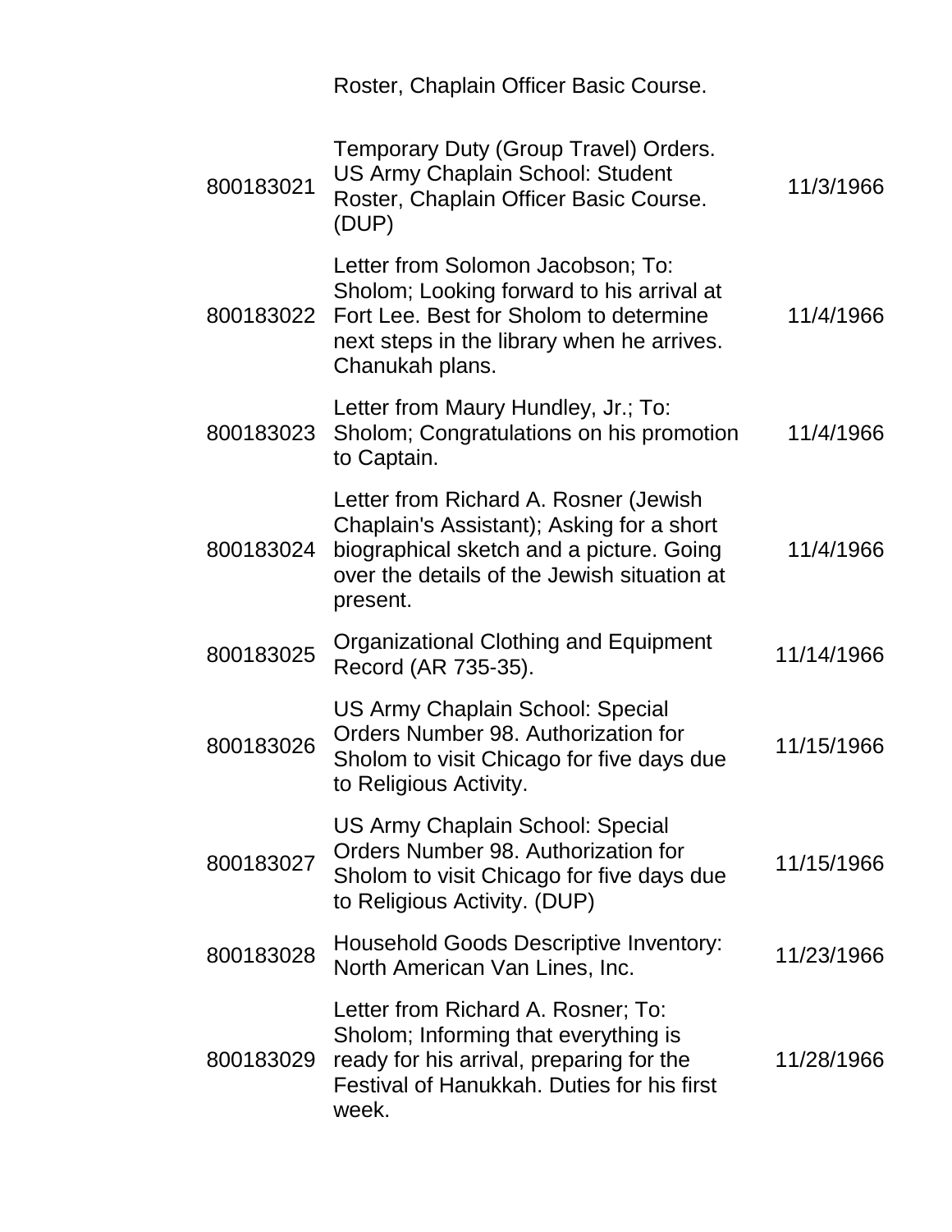| | Roster, Chaplain Officer Basic Course. | |
|---|---|---|
| 800183021 | Temporary Duty (Group Travel) Orders. US Army Chaplain School: Student Roster, Chaplain Officer Basic Course. (DUP) | 11/3/1966 |
| 800183022 | Letter from Solomon Jacobson; To: Sholom; Looking forward to his arrival at Fort Lee. Best for Sholom to determine next steps in the library when he arrives. Chanukah plans. | 11/4/1966 |
| 800183023 | Letter from Maury Hundley, Jr.; To: Sholom; Congratulations on his promotion to Captain. | 11/4/1966 |
| 800183024 | Letter from Richard A. Rosner (Jewish Chaplain's Assistant); Asking for a short biographical sketch and a picture. Going over the details of the Jewish situation at present. | 11/4/1966 |
| 800183025 | Organizational Clothing and Equipment Record (AR 735-35). | 11/14/1966 |
| 800183026 | US Army Chaplain School: Special Orders Number 98. Authorization for Sholom to visit Chicago for five days due to Religious Activity. | 11/15/1966 |
| 800183027 | US Army Chaplain School: Special Orders Number 98. Authorization for Sholom to visit Chicago for five days due to Religious Activity. (DUP) | 11/15/1966 |
| 800183028 | Household Goods Descriptive Inventory: North American Van Lines, Inc. | 11/23/1966 |
| 800183029 | Letter from Richard A. Rosner; To: Sholom; Informing that everything is ready for his arrival, preparing for the Festival of Hanukkah. Duties for his first week. | 11/28/1966 |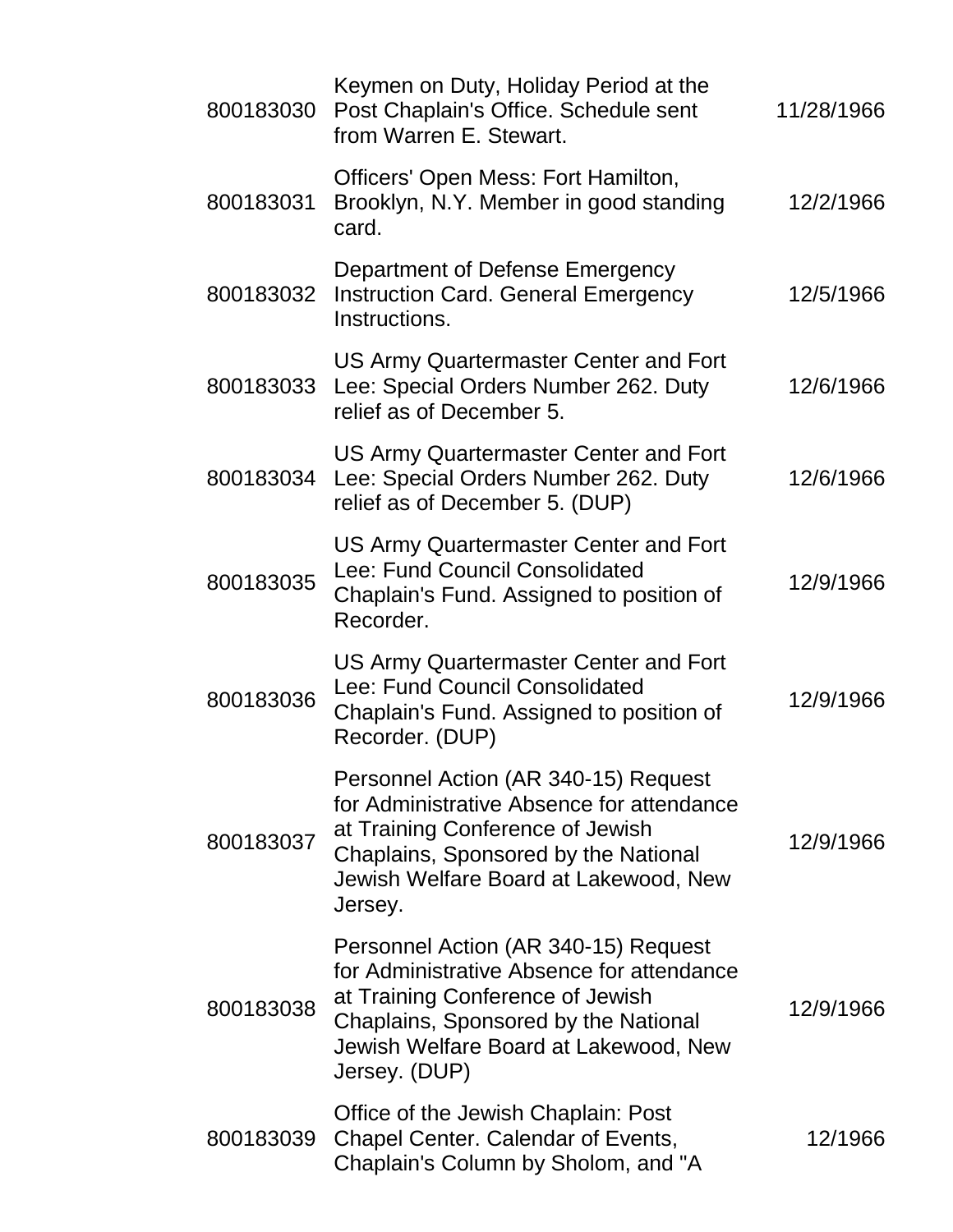| | | |
|---|---|---|
| 800183030 | Keymen on Duty, Holiday Period at the Post Chaplain's Office. Schedule sent from Warren E. Stewart. | 11/28/1966 |
| 800183031 | Officers' Open Mess: Fort Hamilton, Brooklyn, N.Y. Member in good standing card. | 12/2/1966 |
| 800183032 | Department of Defense Emergency Instruction Card. General Emergency Instructions. | 12/5/1966 |
| 800183033 | US Army Quartermaster Center and Fort Lee: Special Orders Number 262. Duty relief as of December 5. | 12/6/1966 |
| 800183034 | US Army Quartermaster Center and Fort Lee: Special Orders Number 262. Duty relief as of December 5. (DUP) | 12/6/1966 |
| 800183035 | US Army Quartermaster Center and Fort Lee: Fund Council Consolidated Chaplain's Fund. Assigned to position of Recorder. | 12/9/1966 |
| 800183036 | US Army Quartermaster Center and Fort Lee: Fund Council Consolidated Chaplain's Fund. Assigned to position of Recorder. (DUP) | 12/9/1966 |
| 800183037 | Personnel Action (AR 340-15) Request for Administrative Absence for attendance at Training Conference of Jewish Chaplains, Sponsored by the National Jewish Welfare Board at Lakewood, New Jersey. | 12/9/1966 |
| 800183038 | Personnel Action (AR 340-15) Request for Administrative Absence for attendance at Training Conference of Jewish Chaplains, Sponsored by the National Jewish Welfare Board at Lakewood, New Jersey. (DUP) | 12/9/1966 |
| 800183039 | Office of the Jewish Chaplain: Post Chapel Center. Calendar of Events, Chaplain's Column by Sholom, and "A | 12/1966 |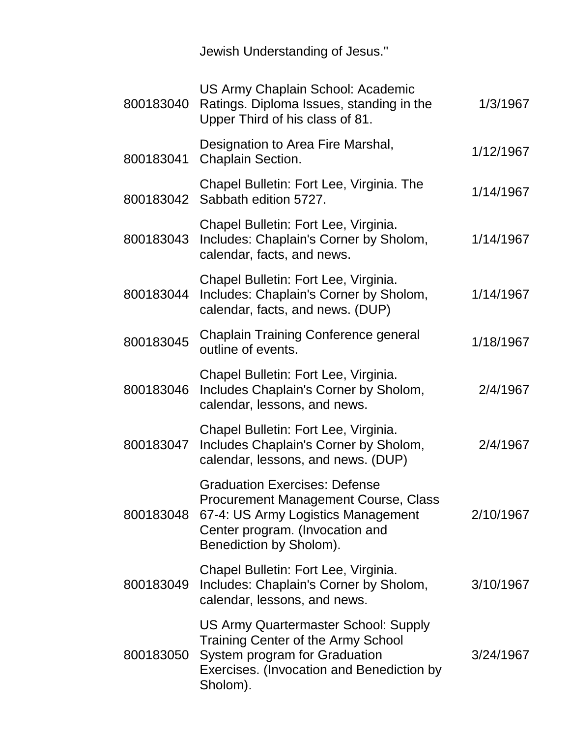| | Jewish Understanding of Jesus." | |
|---|---|---|
| 800183040 | US Army Chaplain School: Academic Ratings. Diploma Issues, standing in the Upper Third of his class of 81. | 1/3/1967 |
| 800183041 | Designation to Area Fire Marshal, Chaplain Section. | 1/12/1967 |
| 800183042 | Chapel Bulletin: Fort Lee, Virginia. The Sabbath edition 5727. | 1/14/1967 |
| 800183043 | Chapel Bulletin: Fort Lee, Virginia. Includes: Chaplain's Corner by Sholom, calendar, facts, and news. | 1/14/1967 |
| 800183044 | Chapel Bulletin: Fort Lee, Virginia. Includes: Chaplain's Corner by Sholom, calendar, facts, and news. (DUP) | 1/14/1967 |
| 800183045 | Chaplain Training Conference general outline of events. | 1/18/1967 |
| 800183046 | Chapel Bulletin: Fort Lee, Virginia. Includes Chaplain's Corner by Sholom, calendar, lessons, and news. | 2/4/1967 |
| 800183047 | Chapel Bulletin: Fort Lee, Virginia. Includes Chaplain's Corner by Sholom, calendar, lessons, and news. (DUP) | 2/4/1967 |
| 800183048 | Graduation Exercises: Defense Procurement Management Course, Class 67-4: US Army Logistics Management Center program. (Invocation and Benediction by Sholom). | 2/10/1967 |
| 800183049 | Chapel Bulletin: Fort Lee, Virginia. Includes: Chaplain's Corner by Sholom, calendar, lessons, and news. | 3/10/1967 |
| 800183050 | US Army Quartermaster School: Supply Training Center of the Army School System program for Graduation Exercises. (Invocation and Benediction by Sholom). | 3/24/1967 |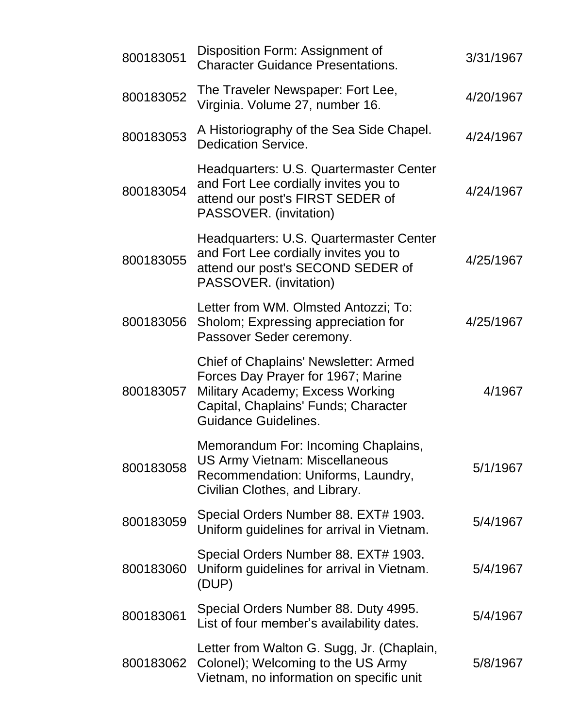| | | |
|---|---|---|
| 800183051 | Disposition Form: Assignment of Character Guidance Presentations. | 3/31/1967 |
| 800183052 | The Traveler Newspaper: Fort Lee, Virginia. Volume 27, number 16. | 4/20/1967 |
| 800183053 | A Historiography of the Sea Side Chapel. Dedication Service. | 4/24/1967 |
| 800183054 | Headquarters: U.S. Quartermaster Center and Fort Lee cordially invites you to attend our post's FIRST SEDER of PASSOVER. (invitation) | 4/24/1967 |
| 800183055 | Headquarters: U.S. Quartermaster Center and Fort Lee cordially invites you to attend our post's SECOND SEDER of PASSOVER. (invitation) | 4/25/1967 |
| 800183056 | Letter from WM. Olmsted Antozzi; To: Sholom; Expressing appreciation for Passover Seder ceremony. | 4/25/1967 |
| 800183057 | Chief of Chaplains' Newsletter: Armed Forces Day Prayer for 1967; Marine Military Academy; Excess Working Capital, Chaplains' Funds; Character Guidance Guidelines. | 4/1967 |
| 800183058 | Memorandum For: Incoming Chaplains, US Army Vietnam: Miscellaneous Recommendation: Uniforms, Laundry, Civilian Clothes, and Library. | 5/1/1967 |
| 800183059 | Special Orders Number 88. EXT# 1903. Uniform guidelines for arrival in Vietnam. | 5/4/1967 |
| 800183060 | Special Orders Number 88. EXT# 1903. Uniform guidelines for arrival in Vietnam. (DUP) | 5/4/1967 |
| 800183061 | Special Orders Number 88. Duty 4995. List of four member's availability dates. | 5/4/1967 |
| 800183062 | Letter from Walton G. Sugg, Jr. (Chaplain, Colonel); Welcoming to the US Army Vietnam, no information on specific unit | 5/8/1967 |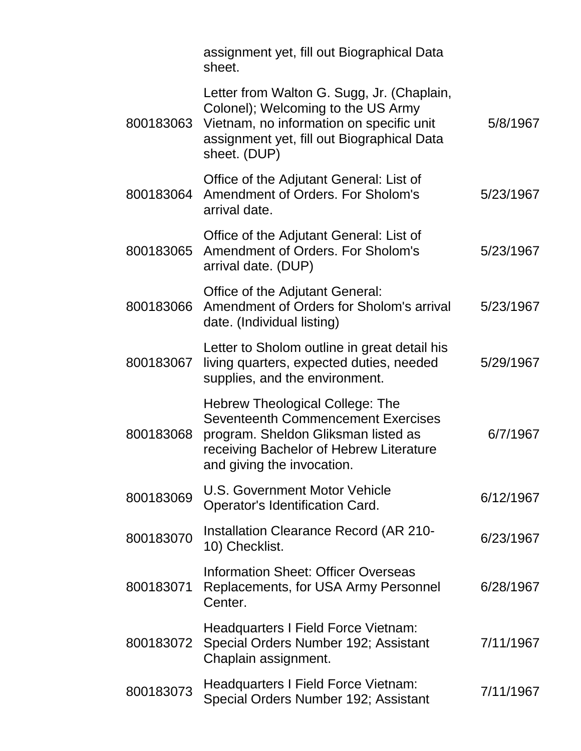| | | |
|---|---|---|
| | assignment yet, fill out Biographical Data sheet. | |
| 800183063 | Letter from Walton G. Sugg, Jr. (Chaplain, Colonel); Welcoming to the US Army Vietnam, no information on specific unit assignment yet, fill out Biographical Data sheet. (DUP) | 5/8/1967 |
| 800183064 | Office of the Adjutant General: List of Amendment of Orders. For Sholom's arrival date. | 5/23/1967 |
| 800183065 | Office of the Adjutant General: List of Amendment of Orders. For Sholom's arrival date. (DUP) | 5/23/1967 |
| 800183066 | Office of the Adjutant General: Amendment of Orders for Sholom's arrival date. (Individual listing) | 5/23/1967 |
| 800183067 | Letter to Sholom outline in great detail his living quarters, expected duties, needed supplies, and the environment. | 5/29/1967 |
| 800183068 | Hebrew Theological College: The Seventeenth Commencement Exercises program. Sheldon Gliksman listed as receiving Bachelor of Hebrew Literature and giving the invocation. | 6/7/1967 |
| 800183069 | U.S. Government Motor Vehicle Operator's Identification Card. | 6/12/1967 |
| 800183070 | Installation Clearance Record (AR 210-10) Checklist. | 6/23/1967 |
| 800183071 | Information Sheet: Officer Overseas Replacements, for USA Army Personnel Center. | 6/28/1967 |
| 800183072 | Headquarters I Field Force Vietnam: Special Orders Number 192; Assistant Chaplain assignment. | 7/11/1967 |
| 800183073 | Headquarters I Field Force Vietnam: Special Orders Number 192; Assistant | 7/11/1967 |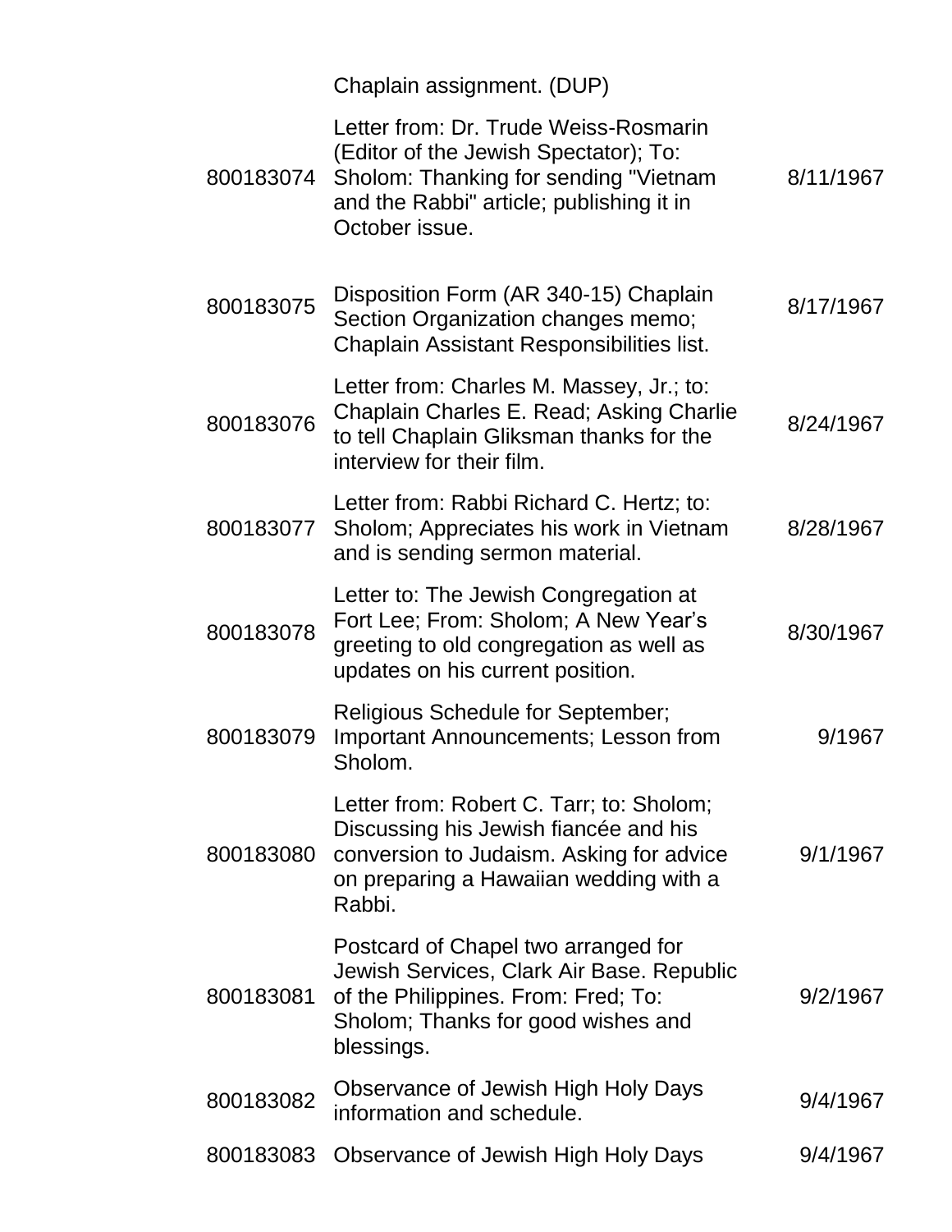|  |  |  |
|---|---|---|
|  | Chaplain assignment. (DUP) |  |
| 800183074 | Letter from: Dr. Trude Weiss-Rosmarin (Editor of the Jewish Spectator); To: Sholom: Thanking for sending "Vietnam and the Rabbi" article; publishing it in October issue. | 8/11/1967 |
| 800183075 | Disposition Form (AR 340-15) Chaplain Section Organization changes memo; Chaplain Assistant Responsibilities list. | 8/17/1967 |
| 800183076 | Letter from: Charles M. Massey, Jr.; to: Chaplain Charles E. Read; Asking Charlie to tell Chaplain Gliksman thanks for the interview for their film. | 8/24/1967 |
| 800183077 | Letter from: Rabbi Richard C. Hertz; to: Sholom; Appreciates his work in Vietnam and is sending sermon material. | 8/28/1967 |
| 800183078 | Letter to: The Jewish Congregation at Fort Lee; From: Sholom; A New Year's greeting to old congregation as well as updates on his current position. | 8/30/1967 |
| 800183079 | Religious Schedule for September; Important Announcements; Lesson from Sholom. | 9/1967 |
| 800183080 | Letter from: Robert C. Tarr; to: Sholom; Discussing his Jewish fiancée and his conversion to Judaism. Asking for advice on preparing a Hawaiian wedding with a Rabbi. | 9/1/1967 |
| 800183081 | Postcard of Chapel two arranged for Jewish Services, Clark Air Base. Republic of the Philippines. From: Fred; To: Sholom; Thanks for good wishes and blessings. | 9/2/1967 |
| 800183082 | Observance of Jewish High Holy Days information and schedule. | 9/4/1967 |
| 800183083 | Observance of Jewish High Holy Days | 9/4/1967 |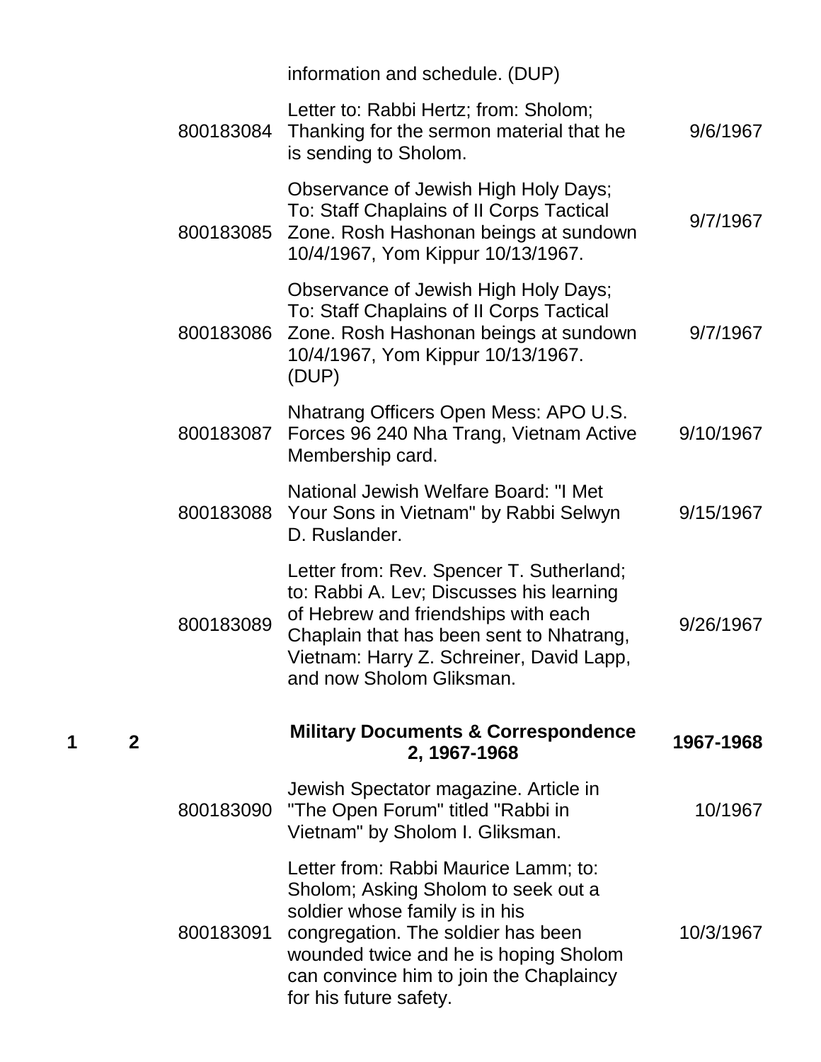| | | | | |
|---|---|---|---|---|
| | | | information and schedule. (DUP) | |
| | | 800183084 | Letter to: Rabbi Hertz; from: Sholom; Thanking for the sermon material that he is sending to Sholom. | 9/6/1967 |
| | | 800183085 | Observance of Jewish High Holy Days; To: Staff Chaplains of II Corps Tactical Zone. Rosh Hashonan beings at sundown 10/4/1967, Yom Kippur 10/13/1967. | 9/7/1967 |
| | | 800183086 | Observance of Jewish High Holy Days; To: Staff Chaplains of II Corps Tactical Zone. Rosh Hashonan beings at sundown 10/4/1967, Yom Kippur 10/13/1967. (DUP) | 9/7/1967 |
| | | 800183087 | Nhatrang Officers Open Mess: APO U.S. Forces 96 240 Nha Trang, Vietnam Active Membership card. | 9/10/1967 |
| | | 800183088 | National Jewish Welfare Board: "I Met Your Sons in Vietnam" by Rabbi Selwyn D. Ruslander. | 9/15/1967 |
| | | 800183089 | Letter from: Rev. Spencer T. Sutherland; to: Rabbi A. Lev; Discusses his learning of Hebrew and friendships with each Chaplain that has been sent to Nhatrang, Vietnam: Harry Z. Schreiner, David Lapp, and now Sholom Gliksman. | 9/26/1967 |
| **1** | **2** | | **Military Documents & Correspondence 2, 1967-1968** | **1967-1968** |
| | | 800183090 | Jewish Spectator magazine. Article in "The Open Forum" titled "Rabbi in Vietnam" by Sholom I. Gliksman. | 10/1967 |
| | | 800183091 | Letter from: Rabbi Maurice Lamm; to: Sholom; Asking Sholom to seek out a soldier whose family is in his congregation. The soldier has been wounded twice and he is hoping Sholom can convince him to join the Chaplaincy for his future safety. | 10/3/1967 |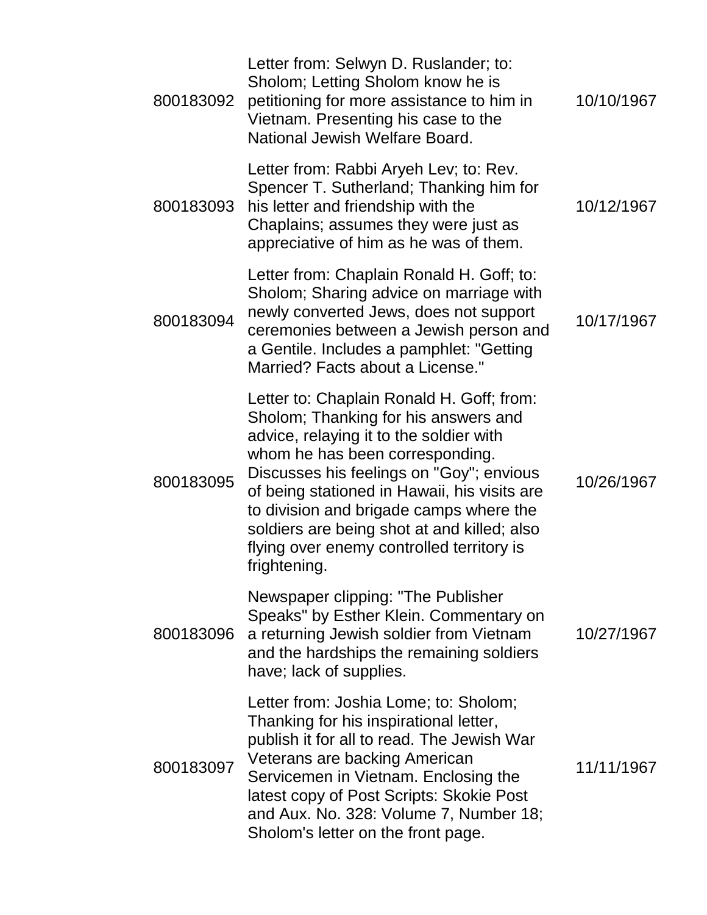| | | |
|---|---|---|
| 800183092 | Letter from: Selwyn D. Ruslander; to: Sholom; Letting Sholom know he is petitioning for more assistance to him in Vietnam. Presenting his case to the National Jewish Welfare Board. | 10/10/1967 |
| 800183093 | Letter from: Rabbi Aryeh Lev; to: Rev. Spencer T. Sutherland; Thanking him for his letter and friendship with the Chaplains; assumes they were just as appreciative of him as he was of them. | 10/12/1967 |
| 800183094 | Letter from: Chaplain Ronald H. Goff; to: Sholom; Sharing advice on marriage with newly converted Jews, does not support ceremonies between a Jewish person and a Gentile. Includes a pamphlet: "Getting Married? Facts about a License." | 10/17/1967 |
| 800183095 | Letter to: Chaplain Ronald H. Goff; from: Sholom; Thanking for his answers and advice, relaying it to the soldier with whom he has been corresponding. Discusses his feelings on "Goy"; envious of being stationed in Hawaii, his visits are to division and brigade camps where the soldiers are being shot at and killed; also flying over enemy controlled territory is frightening. | 10/26/1967 |
| 800183096 | Newspaper clipping: "The Publisher Speaks" by Esther Klein. Commentary on a returning Jewish soldier from Vietnam and the hardships the remaining soldiers have; lack of supplies. | 10/27/1967 |
| 800183097 | Letter from: Joshia Lome; to: Sholom; Thanking for his inspirational letter, publish it for all to read. The Jewish War Veterans are backing American Servicemen in Vietnam. Enclosing the latest copy of Post Scripts: Skokie Post and Aux. No. 328: Volume 7, Number 18; Sholom's letter on the front page. | 11/11/1967 |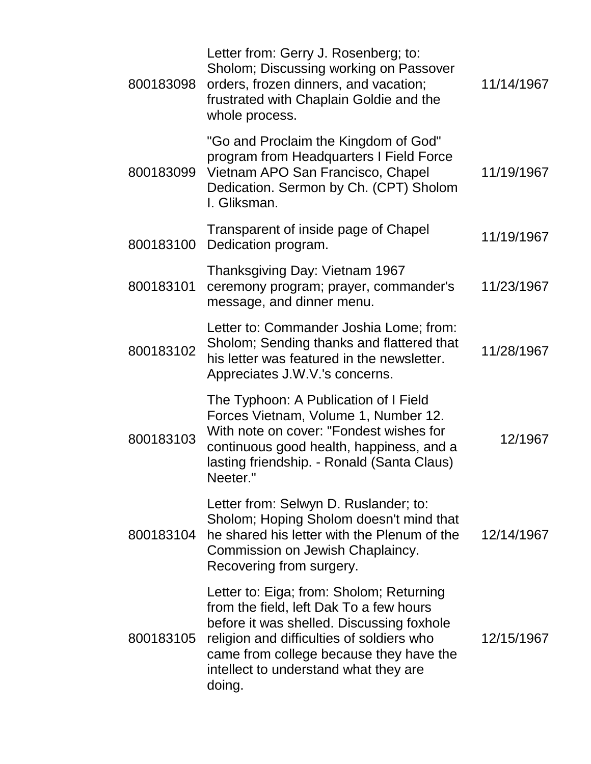| | | |
|---|---|---|
| 800183098 | Letter from: Gerry J. Rosenberg; to: Sholom; Discussing working on Passover orders, frozen dinners, and vacation; frustrated with Chaplain Goldie and the whole process. | 11/14/1967 |
| 800183099 | "Go and Proclaim the Kingdom of God" program from Headquarters I Field Force Vietnam APO San Francisco, Chapel Dedication. Sermon by Ch. (CPT) Sholom I. Gliksman. | 11/19/1967 |
| 800183100 | Transparent of inside page of Chapel Dedication program. | 11/19/1967 |
| 800183101 | Thanksgiving Day: Vietnam 1967 ceremony program; prayer, commander's message, and dinner menu. | 11/23/1967 |
| 800183102 | Letter to: Commander Joshia Lome; from: Sholom; Sending thanks and flattered that his letter was featured in the newsletter. Appreciates J.W.V.'s concerns. | 11/28/1967 |
| 800183103 | The Typhoon: A Publication of I Field Forces Vietnam, Volume 1, Number 12. With note on cover: "Fondest wishes for continuous good health, happiness, and a lasting friendship. - Ronald (Santa Claus) Neeter." | 12/1967 |
| 800183104 | Letter from: Selwyn D. Ruslander; to: Sholom; Hoping Sholom doesn't mind that he shared his letter with the Plenum of the Commission on Jewish Chaplaincy. Recovering from surgery. | 12/14/1967 |
| 800183105 | Letter to: Eiga; from: Sholom; Returning from the field, left Dak To a few hours before it was shelled. Discussing foxhole religion and difficulties of soldiers who came from college because they have the intellect to understand what they are doing. | 12/15/1967 |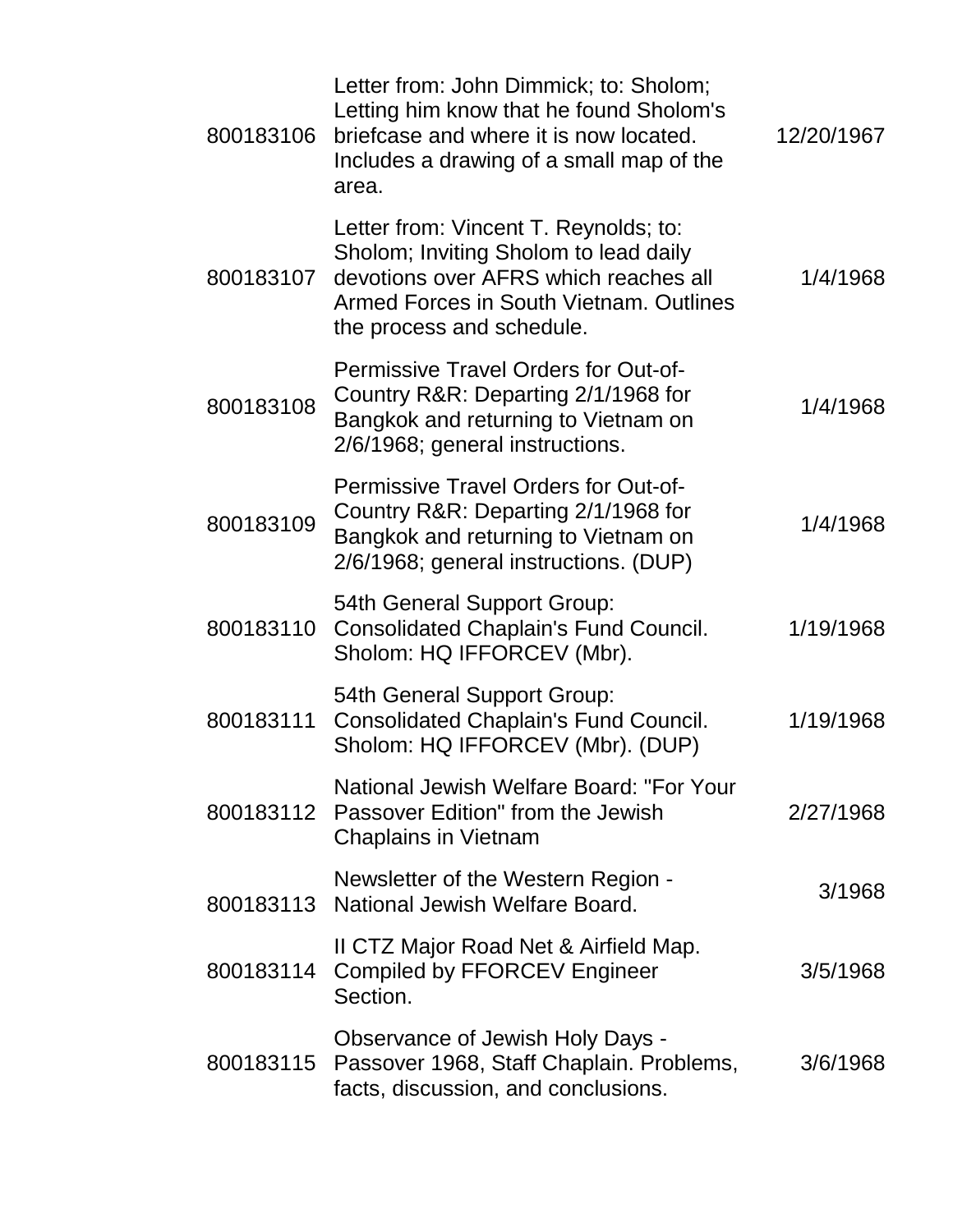| | | |
|---|---|---|
| 800183106 | Letter from: John Dimmick; to: Sholom; Letting him know that he found Sholom's briefcase and where it is now located. Includes a drawing of a small map of the area. | 12/20/1967 |
| 800183107 | Letter from: Vincent T. Reynolds; to: Sholom; Inviting Sholom to lead daily devotions over AFRS which reaches all Armed Forces in South Vietnam. Outlines the process and schedule. | 1/4/1968 |
| 800183108 | Permissive Travel Orders for Out-of-Country R&R: Departing 2/1/1968 for Bangkok and returning to Vietnam on 2/6/1968; general instructions. | 1/4/1968 |
| 800183109 | Permissive Travel Orders for Out-of-Country R&R: Departing 2/1/1968 for Bangkok and returning to Vietnam on 2/6/1968; general instructions. (DUP) | 1/4/1968 |
| 800183110 | 54th General Support Group: Consolidated Chaplain's Fund Council. Sholom: HQ IFFORCEV (Mbr). | 1/19/1968 |
| 800183111 | 54th General Support Group: Consolidated Chaplain's Fund Council. Sholom: HQ IFFORCEV (Mbr). (DUP) | 1/19/1968 |
| 800183112 | National Jewish Welfare Board: "For Your Passover Edition" from the Jewish Chaplains in Vietnam | 2/27/1968 |
| 800183113 | Newsletter of the Western Region - National Jewish Welfare Board. | 3/1968 |
| 800183114 | II CTZ Major Road Net & Airfield Map. Compiled by FFORCEV Engineer Section. | 3/5/1968 |
| 800183115 | Observance of Jewish Holy Days - Passover 1968, Staff Chaplain. Problems, facts, discussion, and conclusions. | 3/6/1968 |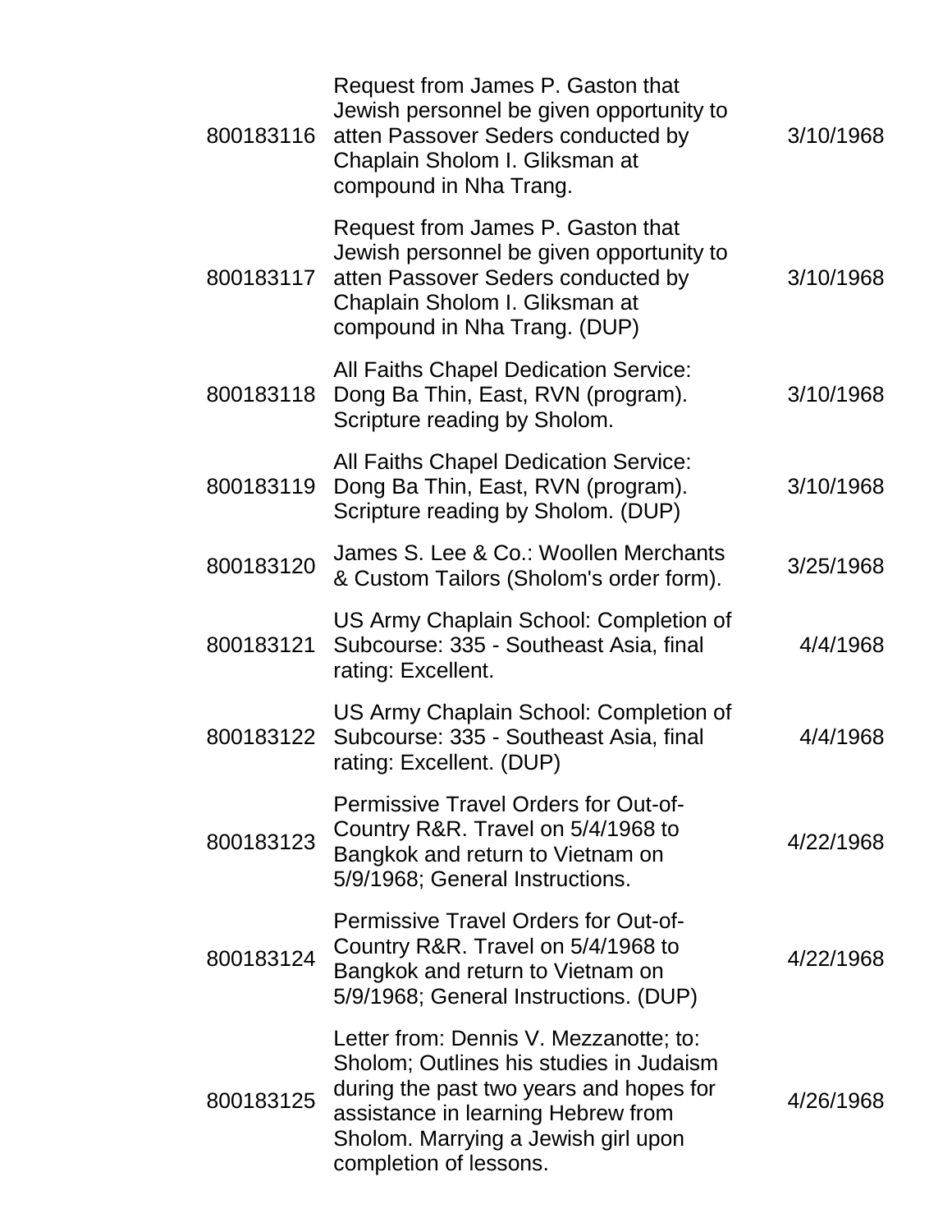| | | |
|---|---|---|
| 800183116 | Request from James P. Gaston that Jewish personnel be given opportunity to atten Passover Seders conducted by Chaplain Sholom I. Gliksman at compound in Nha Trang. | 3/10/1968 |
| 800183117 | Request from James P. Gaston that Jewish personnel be given opportunity to atten Passover Seders conducted by Chaplain Sholom I. Gliksman at compound in Nha Trang. (DUP) | 3/10/1968 |
| 800183118 | All Faiths Chapel Dedication Service: Dong Ba Thin, East, RVN (program). Scripture reading by Sholom. | 3/10/1968 |
| 800183119 | All Faiths Chapel Dedication Service: Dong Ba Thin, East, RVN (program). Scripture reading by Sholom. (DUP) | 3/10/1968 |
| 800183120 | James S. Lee & Co.: Woollen Merchants & Custom Tailors (Sholom's order form). | 3/25/1968 |
| 800183121 | US Army Chaplain School: Completion of Subcourse: 335 - Southeast Asia, final rating: Excellent. | 4/4/1968 |
| 800183122 | US Army Chaplain School: Completion of Subcourse: 335 - Southeast Asia, final rating: Excellent. (DUP) | 4/4/1968 |
| 800183123 | Permissive Travel Orders for Out-of-Country R&R. Travel on 5/4/1968 to Bangkok and return to Vietnam on 5/9/1968; General Instructions. | 4/22/1968 |
| 800183124 | Permissive Travel Orders for Out-of-Country R&R. Travel on 5/4/1968 to Bangkok and return to Vietnam on 5/9/1968; General Instructions. (DUP) | 4/22/1968 |
| 800183125 | Letter from: Dennis V. Mezzanotte; to: Sholom; Outlines his studies in Judaism during the past two years and hopes for assistance in learning Hebrew from Sholom. Marrying a Jewish girl upon completion of lessons. | 4/26/1968 |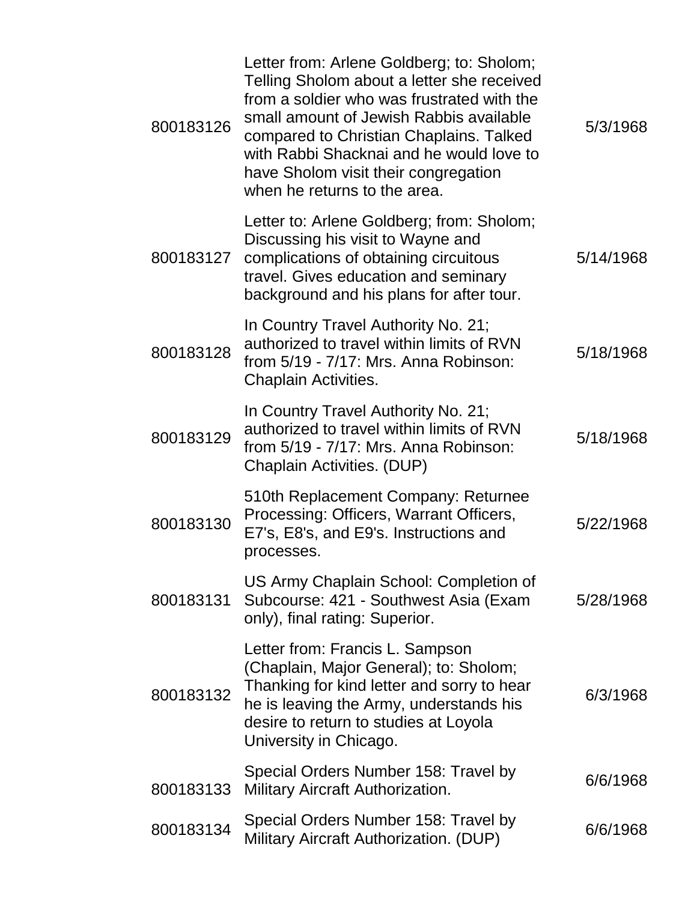| | | |
|---|---|---|
| 800183126 | Letter from: Arlene Goldberg; to: Sholom; Telling Sholom about a letter she received from a soldier who was frustrated with the small amount of Jewish Rabbis available compared to Christian Chaplains. Talked with Rabbi Shacknai and he would love to have Sholom visit their congregation when he returns to the area. | 5/3/1968 |
| 800183127 | Letter to: Arlene Goldberg; from: Sholom; Discussing his visit to Wayne and complications of obtaining circuitous travel. Gives education and seminary background and his plans for after tour. | 5/14/1968 |
| 800183128 | In Country Travel Authority No. 21; authorized to travel within limits of RVN from 5/19 - 7/17: Mrs. Anna Robinson: Chaplain Activities. | 5/18/1968 |
| 800183129 | In Country Travel Authority No. 21; authorized to travel within limits of RVN from 5/19 - 7/17: Mrs. Anna Robinson: Chaplain Activities. (DUP) | 5/18/1968 |
| 800183130 | 510th Replacement Company: Returnee Processing: Officers, Warrant Officers, E7's, E8's, and E9's. Instructions and processes. | 5/22/1968 |
| 800183131 | US Army Chaplain School: Completion of Subcourse: 421 - Southwest Asia (Exam only), final rating: Superior. | 5/28/1968 |
| 800183132 | Letter from: Francis L. Sampson (Chaplain, Major General); to: Sholom; Thanking for kind letter and sorry to hear he is leaving the Army, understands his desire to return to studies at Loyola University in Chicago. | 6/3/1968 |
| 800183133 | Special Orders Number 158: Travel by Military Aircraft Authorization. | 6/6/1968 |
| 800183134 | Special Orders Number 158: Travel by Military Aircraft Authorization. (DUP) | 6/6/1968 |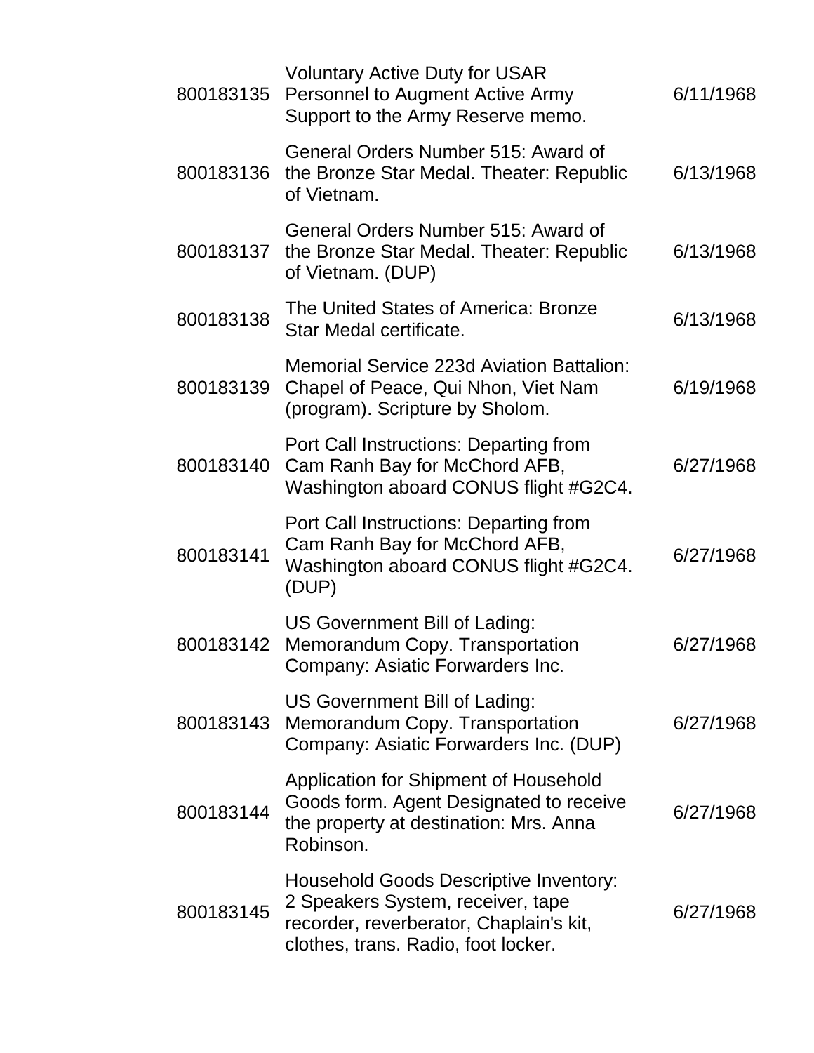| | | |
|---|---|---|
| 800183135 | Voluntary Active Duty for USAR Personnel to Augment Active Army Support to the Army Reserve memo. | 6/11/1968 |
| 800183136 | General Orders Number 515: Award of the Bronze Star Medal. Theater: Republic of Vietnam. | 6/13/1968 |
| 800183137 | General Orders Number 515: Award of the Bronze Star Medal. Theater: Republic of Vietnam. (DUP) | 6/13/1968 |
| 800183138 | The United States of America: Bronze Star Medal certificate. | 6/13/1968 |
| 800183139 | Memorial Service 223d Aviation Battalion: Chapel of Peace, Qui Nhon, Viet Nam (program). Scripture by Sholom. | 6/19/1968 |
| 800183140 | Port Call Instructions: Departing from Cam Ranh Bay for McChord AFB, Washington aboard CONUS flight #G2C4. | 6/27/1968 |
| 800183141 | Port Call Instructions: Departing from Cam Ranh Bay for McChord AFB, Washington aboard CONUS flight #G2C4. (DUP) | 6/27/1968 |
| 800183142 | US Government Bill of Lading: Memorandum Copy. Transportation Company: Asiatic Forwarders Inc. | 6/27/1968 |
| 800183143 | US Government Bill of Lading: Memorandum Copy. Transportation Company: Asiatic Forwarders Inc. (DUP) | 6/27/1968 |
| 800183144 | Application for Shipment of Household Goods form. Agent Designated to receive the property at destination: Mrs. Anna Robinson. | 6/27/1968 |
| 800183145 | Household Goods Descriptive Inventory: 2 Speakers System, receiver, tape recorder, reverberator, Chaplain's kit, clothes, trans. Radio, foot locker. | 6/27/1968 |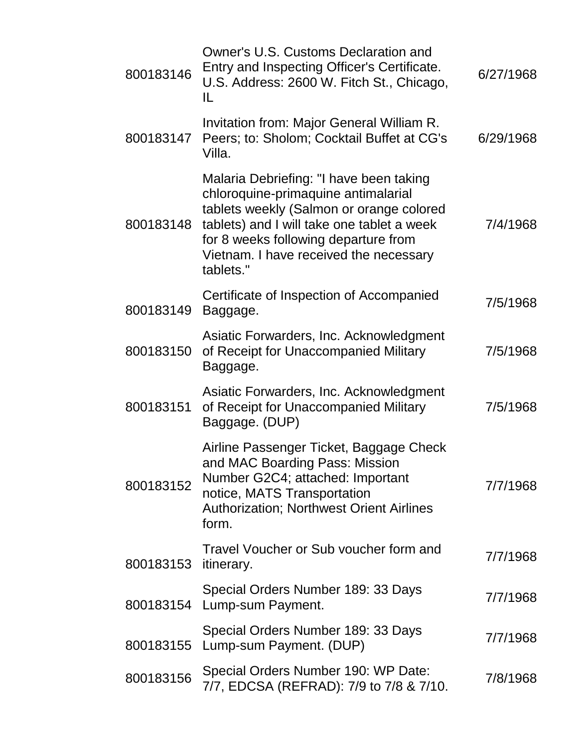| | | |
|---|---|---|
| 800183146 | Owner's U.S. Customs Declaration and Entry and Inspecting Officer's Certificate. U.S. Address: 2600 W. Fitch St., Chicago, IL | 6/27/1968 |
| 800183147 | Invitation from: Major General William R. Peers; to: Sholom; Cocktail Buffet at CG's Villa. | 6/29/1968 |
| 800183148 | Malaria Debriefing: "I have been taking chloroquine-primaquine antimalarial tablets weekly (Salmon or orange colored tablets) and I will take one tablet a week for 8 weeks following departure from Vietnam. I have received the necessary tablets." | 7/4/1968 |
| 800183149 | Certificate of Inspection of Accompanied Baggage. | 7/5/1968 |
| 800183150 | Asiatic Forwarders, Inc. Acknowledgment of Receipt for Unaccompanied Military Baggage. | 7/5/1968 |
| 800183151 | Asiatic Forwarders, Inc. Acknowledgment of Receipt for Unaccompanied Military Baggage. (DUP) | 7/5/1968 |
| 800183152 | Airline Passenger Ticket, Baggage Check and MAC Boarding Pass: Mission Number G2C4; attached: Important notice, MATS Transportation Authorization; Northwest Orient Airlines form. | 7/7/1968 |
| 800183153 | Travel Voucher or Sub voucher form and itinerary. | 7/7/1968 |
| 800183154 | Special Orders Number 189: 33 Days Lump-sum Payment. | 7/7/1968 |
| 800183155 | Special Orders Number 189: 33 Days Lump-sum Payment. (DUP) | 7/7/1968 |
| 800183156 | Special Orders Number 190: WP Date: 7/7, EDCSA (REFRAD): 7/9 to 7/8 & 7/10. | 7/8/1968 |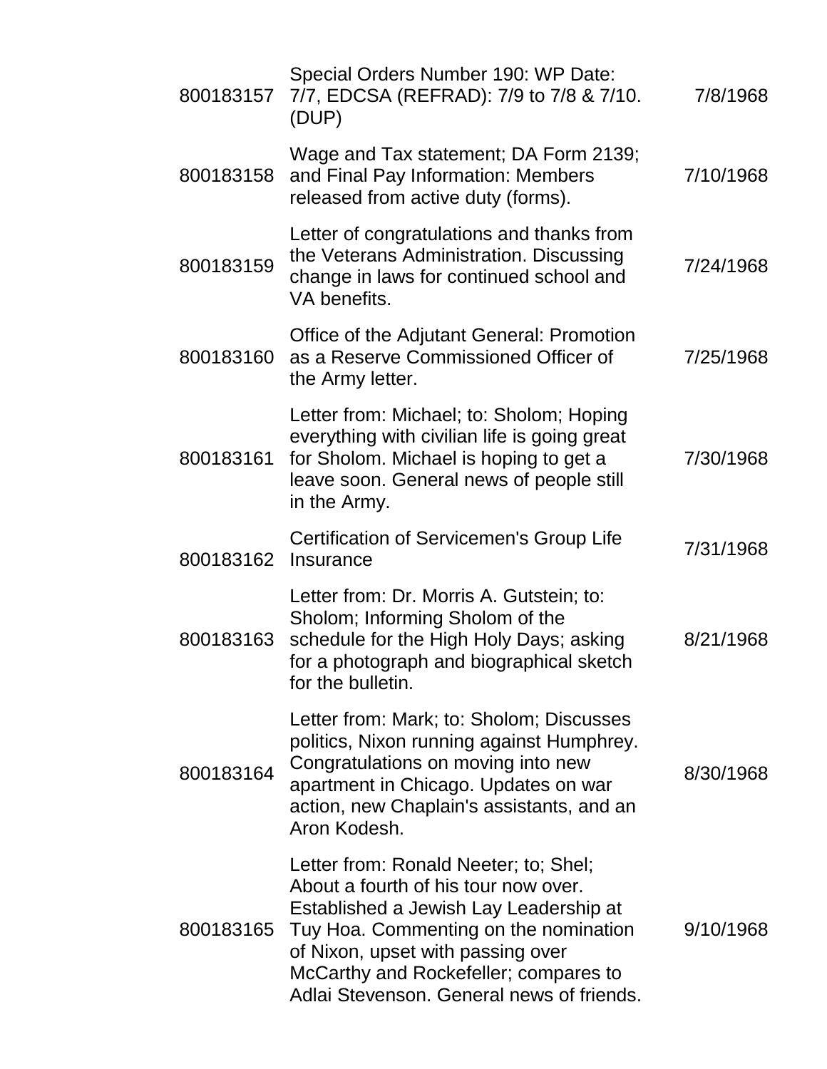| | | |
|---|---|---|
| 800183157 | Special Orders Number 190: WP Date: 7/7, EDCSA (REFRAD): 7/9 to 7/8 & 7/10. (DUP) | 7/8/1968 |
| 800183158 | Wage and Tax statement; DA Form 2139; and Final Pay Information: Members released from active duty (forms). | 7/10/1968 |
| 800183159 | Letter of congratulations and thanks from the Veterans Administration. Discussing change in laws for continued school and VA benefits. | 7/24/1968 |
| 800183160 | Office of the Adjutant General: Promotion as a Reserve Commissioned Officer of the Army letter. | 7/25/1968 |
| 800183161 | Letter from: Michael; to: Sholom; Hoping everything with civilian life is going great for Sholom. Michael is hoping to get a leave soon. General news of people still in the Army. | 7/30/1968 |
| 800183162 | Certification of Servicemen's Group Life Insurance | 7/31/1968 |
| 800183163 | Letter from: Dr. Morris A. Gutstein; to: Sholom; Informing Sholom of the schedule for the High Holy Days; asking for a photograph and biographical sketch for the bulletin. | 8/21/1968 |
| 800183164 | Letter from: Mark; to: Sholom; Discusses politics, Nixon running against Humphrey. Congratulations on moving into new apartment in Chicago. Updates on war action, new Chaplain's assistants, and an Aron Kodesh. | 8/30/1968 |
| 800183165 | Letter from: Ronald Neeter; to; Shel; About a fourth of his tour now over. Established a Jewish Lay Leadership at Tuy Hoa. Commenting on the nomination of Nixon, upset with passing over McCarthy and Rockefeller; compares to Adlai Stevenson. General news of friends. | 9/10/1968 |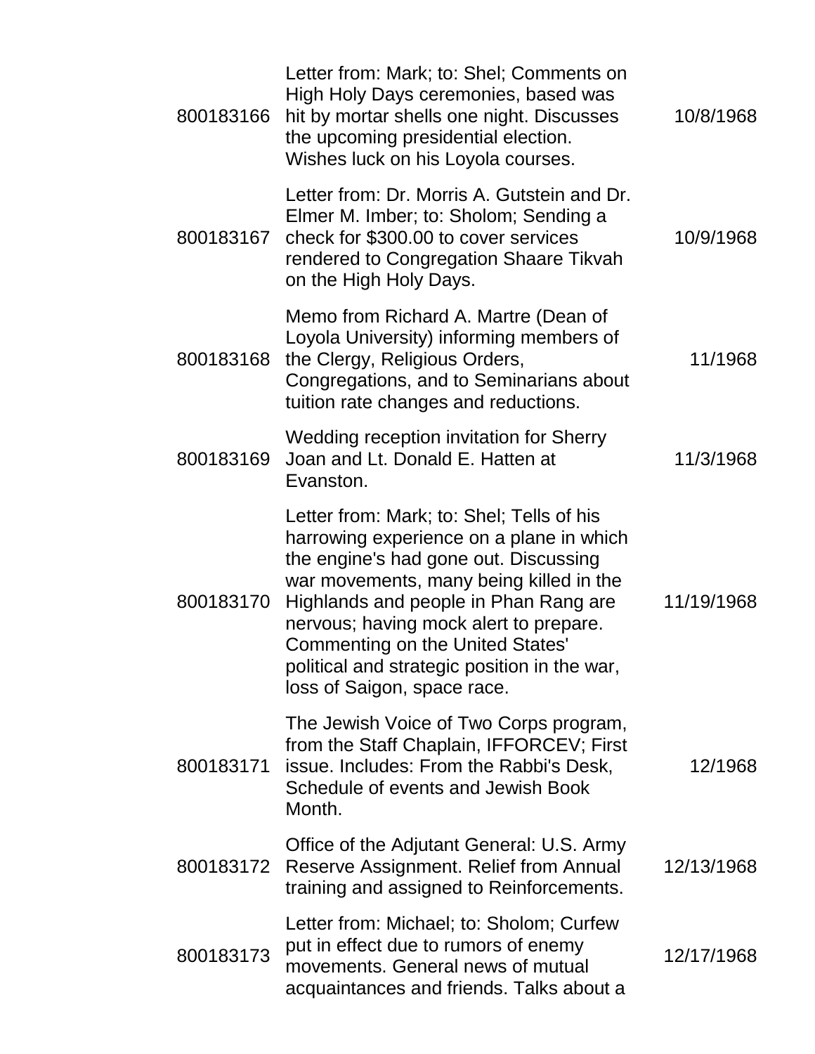| | | |
|---|---|---|
| 800183166 | Letter from: Mark; to: Shel; Comments on High Holy Days ceremonies, based was hit by mortar shells one night. Discusses the upcoming presidential election. Wishes luck on his Loyola courses. | 10/8/1968 |
| 800183167 | Letter from: Dr. Morris A. Gutstein and Dr. Elmer M. Imber; to: Sholom; Sending a check for $300.00 to cover services rendered to Congregation Shaare Tikvah on the High Holy Days. | 10/9/1968 |
| 800183168 | Memo from Richard A. Martre (Dean of Loyola University) informing members of the Clergy, Religious Orders, Congregations, and to Seminarians about tuition rate changes and reductions. | 11/1968 |
| 800183169 | Wedding reception invitation for Sherry Joan and Lt. Donald E. Hatten at Evanston. | 11/3/1968 |
| 800183170 | Letter from: Mark; to: Shel; Tells of his harrowing experience on a plane in which the engine's had gone out. Discussing war movements, many being killed in the Highlands and people in Phan Rang are nervous; having mock alert to prepare. Commenting on the United States' political and strategic position in the war, loss of Saigon, space race. | 11/19/1968 |
| 800183171 | The Jewish Voice of Two Corps program, from the Staff Chaplain, IFFORCEV; First issue. Includes: From the Rabbi's Desk, Schedule of events and Jewish Book Month. | 12/1968 |
| 800183172 | Office of the Adjutant General: U.S. Army Reserve Assignment. Relief from Annual training and assigned to Reinforcements. | 12/13/1968 |
| 800183173 | Letter from: Michael; to: Sholom; Curfew put in effect due to rumors of enemy movements. General news of mutual acquaintances and friends. Talks about a | 12/17/1968 |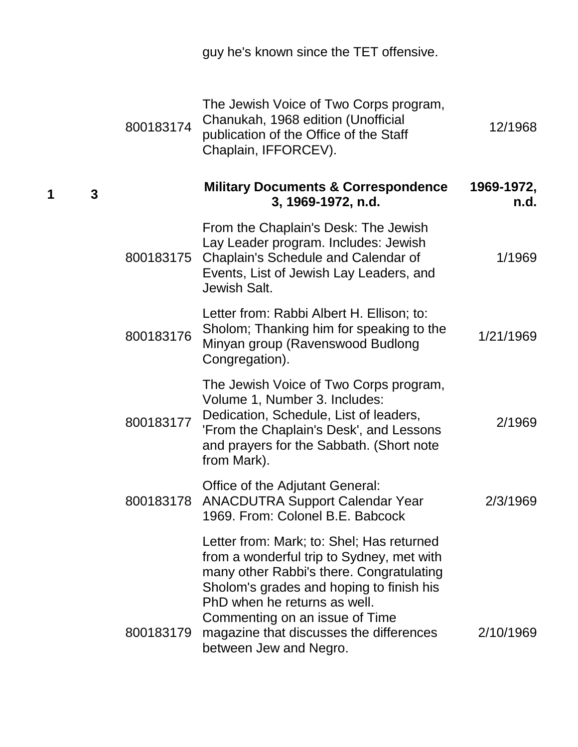| | | | guy he's known since the TET offensive. | |
|---|---|---|---|---|
| | | 800183174 | The Jewish Voice of Two Corps program, Chanukah, 1968 edition (Unofficial publication of the Office of the Staff Chaplain, IFFORCEV). | 12/1968 |
| **1** | **3** | | **Military Documents & Correspondence 3, 1969-1972, n.d.** | **1969-1972, n.d.** |
| | | 800183175 | From the Chaplain's Desk: The Jewish Lay Leader program. Includes: Jewish Chaplain's Schedule and Calendar of Events, List of Jewish Lay Leaders, and Jewish Salt. | 1/1969 |
| | | 800183176 | Letter from: Rabbi Albert H. Ellison; to: Sholom; Thanking him for speaking to the Minyan group (Ravenswood Budlong Congregation). | 1/21/1969 |
| | | 800183177 | The Jewish Voice of Two Corps program, Volume 1, Number 3. Includes: Dedication, Schedule, List of leaders, 'From the Chaplain's Desk', and Lessons and prayers for the Sabbath. (Short note from Mark). | 2/1969 |
| | | 800183178 | Office of the Adjutant General: ANACDUTRA Support Calendar Year 1969. From: Colonel B.E. Babcock | 2/3/1969 |
| | | 800183179 | Letter from: Mark; to: Shel; Has returned from a wonderful trip to Sydney, met with many other Rabbi's there. Congratulating Sholom's grades and hoping to finish his PhD when he returns as well. Commenting on an issue of Time magazine that discusses the differences between Jew and Negro. | 2/10/1969 |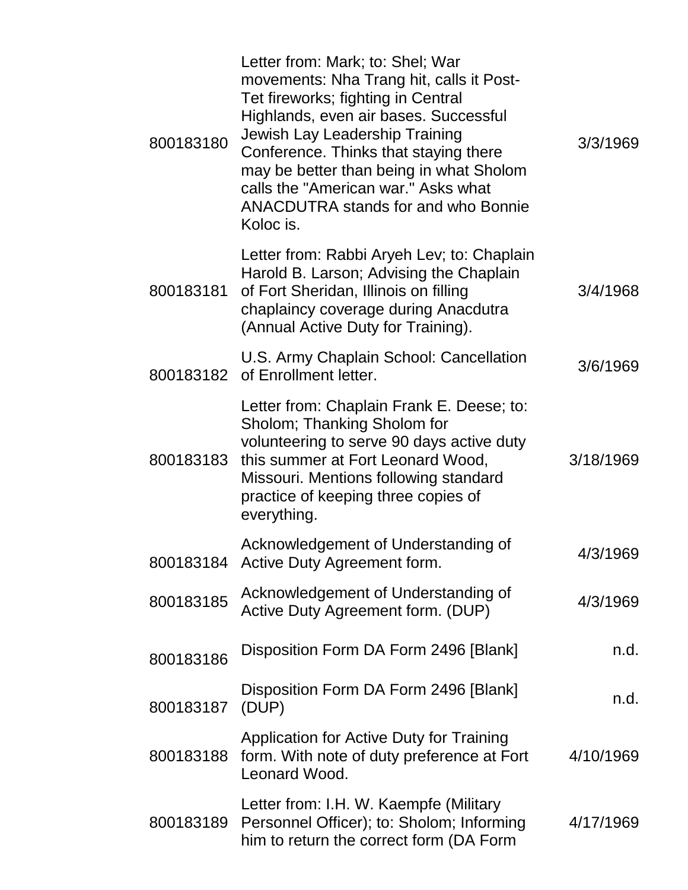| | | |
|---|---|---|
| 800183180 | Letter from: Mark; to: Shel; War movements: Nha Trang hit, calls it Post-Tet fireworks; fighting in Central Highlands, even air bases. Successful Jewish Lay Leadership Training Conference. Thinks that staying there may be better than being in what Sholom calls the "American war." Asks what ANACDUTRA stands for and who Bonnie Koloc is. | 3/3/1969 |
| 800183181 | Letter from: Rabbi Aryeh Lev; to: Chaplain Harold B. Larson; Advising the Chaplain of Fort Sheridan, Illinois on filling chaplaincy coverage during Anacdutra (Annual Active Duty for Training). | 3/4/1968 |
| 800183182 | U.S. Army Chaplain School: Cancellation of Enrollment letter. | 3/6/1969 |
| 800183183 | Letter from: Chaplain Frank E. Deese; to: Sholom; Thanking Sholom for volunteering to serve 90 days active duty this summer at Fort Leonard Wood, Missouri. Mentions following standard practice of keeping three copies of everything. | 3/18/1969 |
| 800183184 | Acknowledgement of Understanding of Active Duty Agreement form. | 4/3/1969 |
| 800183185 | Acknowledgement of Understanding of Active Duty Agreement form. (DUP) | 4/3/1969 |
| 800183186 | Disposition Form DA Form 2496 [Blank] | n.d. |
| 800183187 | Disposition Form DA Form 2496 [Blank] (DUP) | n.d. |
| 800183188 | Application for Active Duty for Training form. With note of duty preference at Fort Leonard Wood. | 4/10/1969 |
| 800183189 | Letter from: I.H. W. Kaempfe (Military Personnel Officer); to: Sholom; Informing him to return the correct form (DA Form | 4/17/1969 |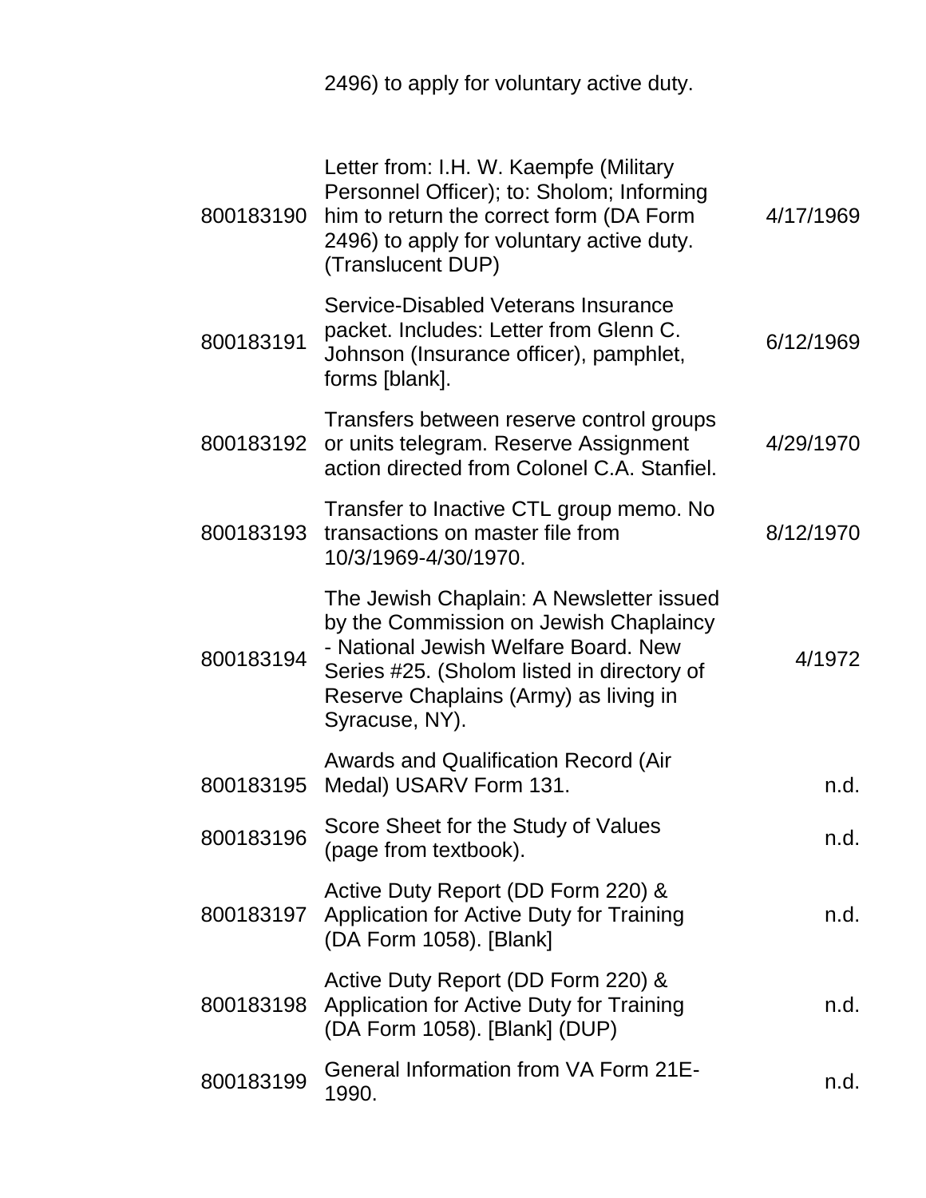| | | |
|---|---|---|
| | 2496) to apply for voluntary active duty. | |
| 800183190 | Letter from: I.H. W. Kaempfe (Military Personnel Officer); to: Sholom; Informing him to return the correct form (DA Form 2496) to apply for voluntary active duty. (Translucent DUP) | 4/17/1969 |
| 800183191 | Service-Disabled Veterans Insurance packet. Includes: Letter from Glenn C. Johnson (Insurance officer), pamphlet, forms [blank]. | 6/12/1969 |
| 800183192 | Transfers between reserve control groups or units telegram. Reserve Assignment action directed from Colonel C.A. Stanfiel. | 4/29/1970 |
| 800183193 | Transfer to Inactive CTL group memo. No transactions on master file from 10/3/1969-4/30/1970. | 8/12/1970 |
| 800183194 | The Jewish Chaplain: A Newsletter issued by the Commission on Jewish Chaplaincy - National Jewish Welfare Board. New Series #25. (Sholom listed in directory of Reserve Chaplains (Army) as living in Syracuse, NY). | 4/1972 |
| 800183195 | Awards and Qualification Record (Air Medal) USARV Form 131. | n.d. |
| 800183196 | Score Sheet for the Study of Values (page from textbook). | n.d. |
| 800183197 | Active Duty Report (DD Form 220) & Application for Active Duty for Training (DA Form 1058). [Blank] | n.d. |
| 800183198 | Active Duty Report (DD Form 220) & Application for Active Duty for Training (DA Form 1058). [Blank] (DUP) | n.d. |
| 800183199 | General Information from VA Form 21E-1990. | n.d. |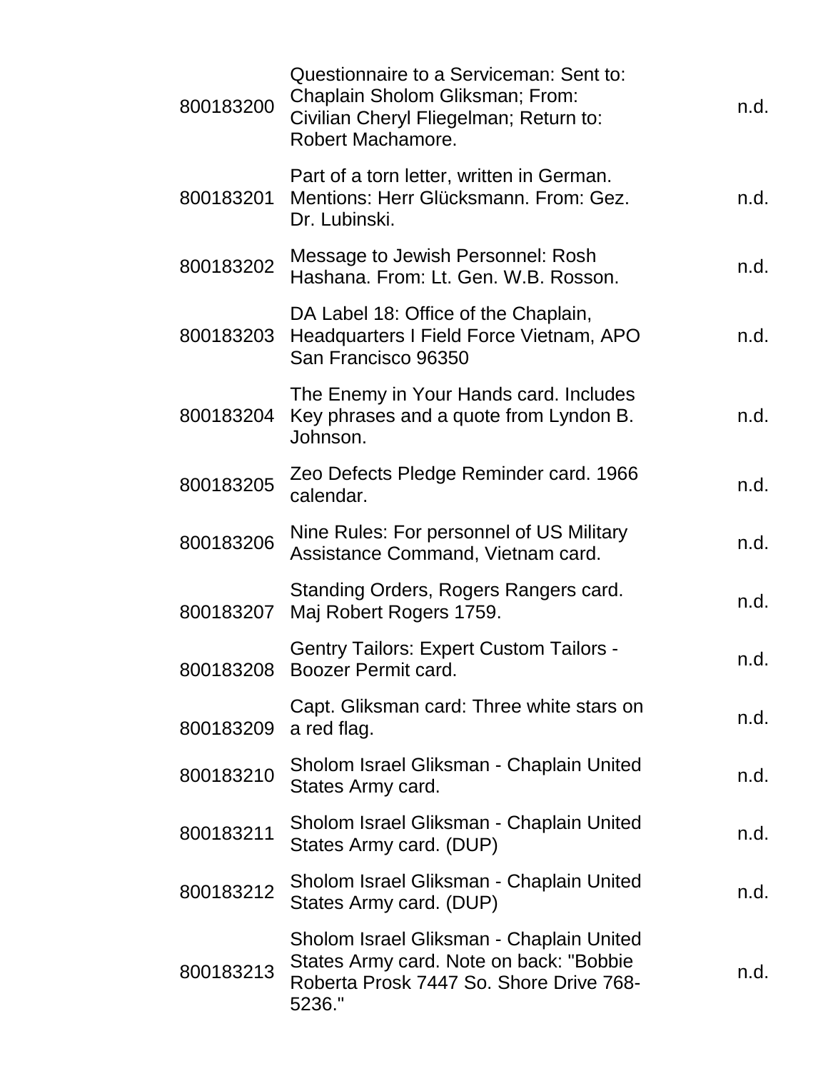| | | |
|---|---|---|
| 800183200 | Questionnaire to a Serviceman: Sent to: Chaplain Sholom Gliksman; From: Civilian Cheryl Fliegelman; Return to: Robert Machamore. | n.d. |
| 800183201 | Part of a torn letter, written in German. Mentions: Herr Glücksmann. From: Gez. Dr. Lubinski. | n.d. |
| 800183202 | Message to Jewish Personnel: Rosh Hashana. From: Lt. Gen. W.B. Rosson. | n.d. |
| 800183203 | DA Label 18: Office of the Chaplain, Headquarters I Field Force Vietnam, APO San Francisco 96350 | n.d. |
| 800183204 | The Enemy in Your Hands card. Includes Key phrases and a quote from Lyndon B. Johnson. | n.d. |
| 800183205 | Zeo Defects Pledge Reminder card. 1966 calendar. | n.d. |
| 800183206 | Nine Rules: For personnel of US Military Assistance Command, Vietnam card. | n.d. |
| 800183207 | Standing Orders, Rogers Rangers card. Maj Robert Rogers 1759. | n.d. |
| 800183208 | Gentry Tailors: Expert Custom Tailors - Boozer Permit card. | n.d. |
| 800183209 | Capt. Gliksman card: Three white stars on a red flag. | n.d. |
| 800183210 | Sholom Israel Gliksman - Chaplain United States Army card. | n.d. |
| 800183211 | Sholom Israel Gliksman - Chaplain United States Army card. (DUP) | n.d. |
| 800183212 | Sholom Israel Gliksman - Chaplain United States Army card. (DUP) | n.d. |
| 800183213 | Sholom Israel Gliksman - Chaplain United States Army card. Note on back: "Bobbie Roberta Prosk 7447 So. Shore Drive 768-5236." | n.d. |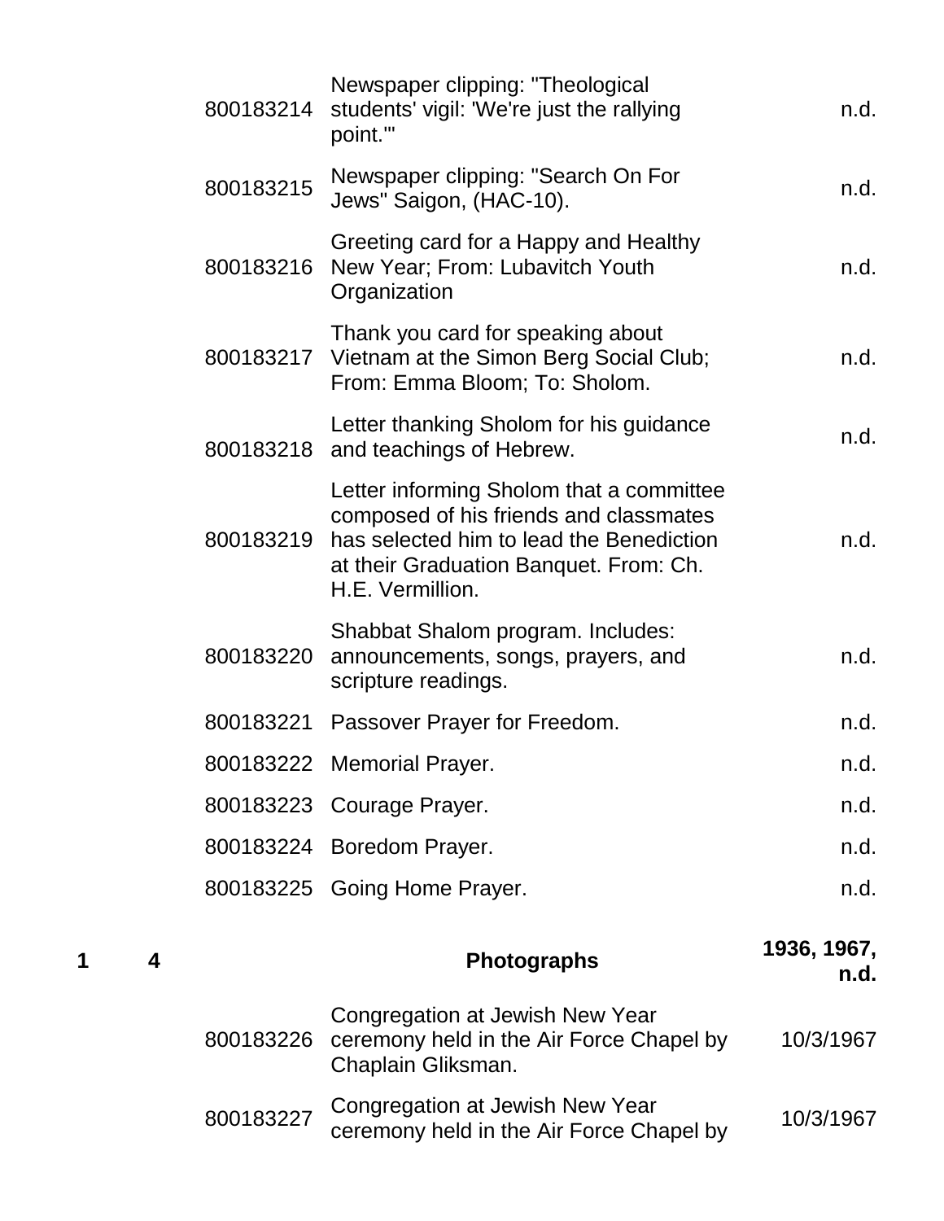| | | | | |
|---|---|---|---|---|
| | | 800183214 | Newspaper clipping: "Theological students' vigil: 'We're just the rallying point.'" | n.d. |
| | | 800183215 | Newspaper clipping: "Search On For Jews" Saigon, (HAC-10). | n.d. |
| | | 800183216 | Greeting card for a Happy and Healthy New Year; From: Lubavitch Youth Organization | n.d. |
| | | 800183217 | Thank you card for speaking about Vietnam at the Simon Berg Social Club; From: Emma Bloom; To: Sholom. | n.d. |
| | | 800183218 | Letter thanking Sholom for his guidance and teachings of Hebrew. | n.d. |
| | | 800183219 | Letter informing Sholom that a committee composed of his friends and classmates has selected him to lead the Benediction at their Graduation Banquet. From: Ch. H.E. Vermillion. | n.d. |
| | | 800183220 | Shabbat Shalom program. Includes: announcements, songs, prayers, and scripture readings. | n.d. |
| | | 800183221 | Passover Prayer for Freedom. | n.d. |
| | | 800183222 | Memorial Prayer. | n.d. |
| | | 800183223 | Courage Prayer. | n.d. |
| | | 800183224 | Boredom Prayer. | n.d. |
| | | 800183225 | Going Home Prayer. | n.d. |
| **1** | **4** | | **Photographs** | **1936, 1967, n.d.** |
| | | 800183226 | Congregation at Jewish New Year ceremony held in the Air Force Chapel by Chaplain Gliksman. | 10/3/1967 |
| | | 800183227 | Congregation at Jewish New Year ceremony held in the Air Force Chapel by | 10/3/1967 |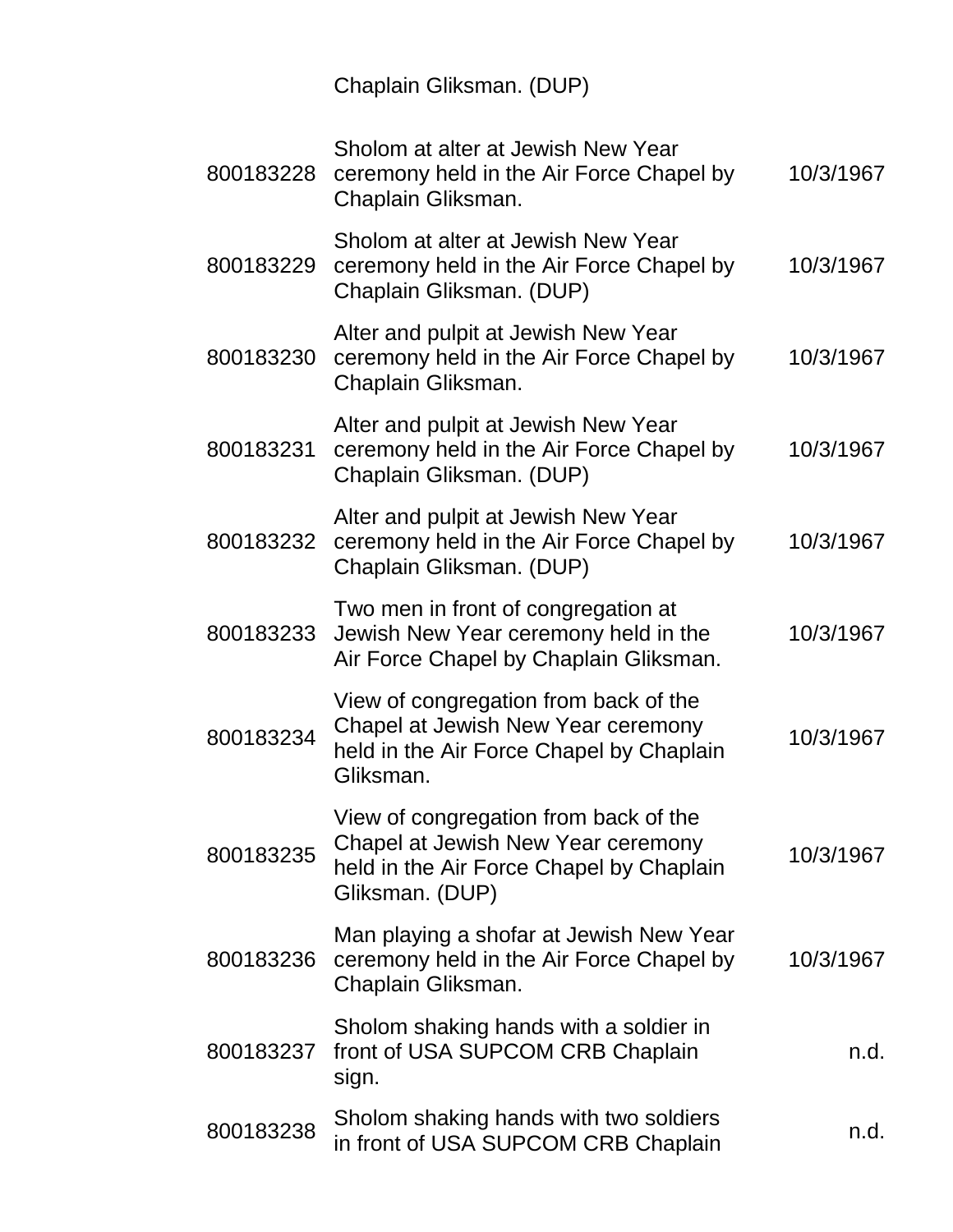| | | |
|---|---|---|
| | Chaplain Gliksman. (DUP) | |
| 800183228 | Sholom at alter at Jewish New Year ceremony held in the Air Force Chapel by Chaplain Gliksman. | 10/3/1967 |
| 800183229 | Sholom at alter at Jewish New Year ceremony held in the Air Force Chapel by Chaplain Gliksman. (DUP) | 10/3/1967 |
| 800183230 | Alter and pulpit at Jewish New Year ceremony held in the Air Force Chapel by Chaplain Gliksman. | 10/3/1967 |
| 800183231 | Alter and pulpit at Jewish New Year ceremony held in the Air Force Chapel by Chaplain Gliksman. (DUP) | 10/3/1967 |
| 800183232 | Alter and pulpit at Jewish New Year ceremony held in the Air Force Chapel by Chaplain Gliksman. (DUP) | 10/3/1967 |
| 800183233 | Two men in front of congregation at Jewish New Year ceremony held in the Air Force Chapel by Chaplain Gliksman. | 10/3/1967 |
| 800183234 | View of congregation from back of the Chapel at Jewish New Year ceremony held in the Air Force Chapel by Chaplain Gliksman. | 10/3/1967 |
| 800183235 | View of congregation from back of the Chapel at Jewish New Year ceremony held in the Air Force Chapel by Chaplain Gliksman. (DUP) | 10/3/1967 |
| 800183236 | Man playing a shofar at Jewish New Year ceremony held in the Air Force Chapel by Chaplain Gliksman. | 10/3/1967 |
| 800183237 | Sholom shaking hands with a soldier in front of USA SUPCOM CRB Chaplain sign. | n.d. |
| 800183238 | Sholom shaking hands with two soldiers in front of USA SUPCOM CRB Chaplain | n.d. |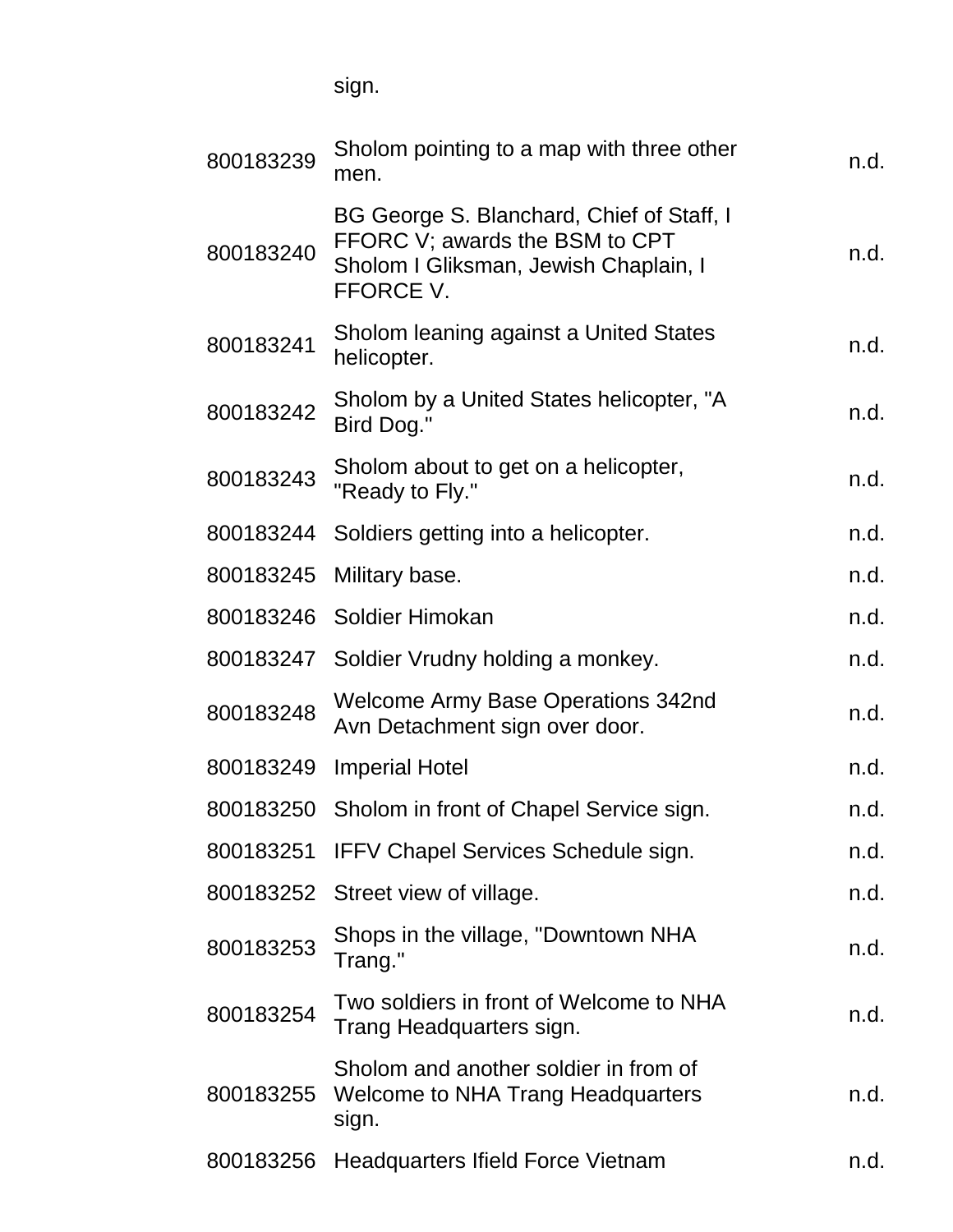| | sign. | |
|---|---|---|
| 800183239 | Sholom pointing to a map with three other men. | n.d. |
| 800183240 | BG George S. Blanchard, Chief of Staff, I FFORC V; awards the BSM to CPT Sholom I Gliksman, Jewish Chaplain, I FFORCE V. | n.d. |
| 800183241 | Sholom leaning against a United States helicopter. | n.d. |
| 800183242 | Sholom by a United States helicopter, "A Bird Dog." | n.d. |
| 800183243 | Sholom about to get on a helicopter, "Ready to Fly." | n.d. |
| 800183244 | Soldiers getting into a helicopter. | n.d. |
| 800183245 | Military base. | n.d. |
| 800183246 | Soldier Himokan | n.d. |
| 800183247 | Soldier Vrudny holding a monkey. | n.d. |
| 800183248 | Welcome Army Base Operations 342nd Avn Detachment sign over door. | n.d. |
| 800183249 | Imperial Hotel | n.d. |
| 800183250 | Sholom in front of Chapel Service sign. | n.d. |
| 800183251 | IFFV Chapel Services Schedule sign. | n.d. |
| 800183252 | Street view of village. | n.d. |
| 800183253 | Shops in the village, "Downtown NHA Trang." | n.d. |
| 800183254 | Two soldiers in front of Welcome to NHA Trang Headquarters sign. | n.d. |
| 800183255 | Sholom and another soldier in from of Welcome to NHA Trang Headquarters sign. | n.d. |
| 800183256 | Headquarters Ifield Force Vietnam | n.d. |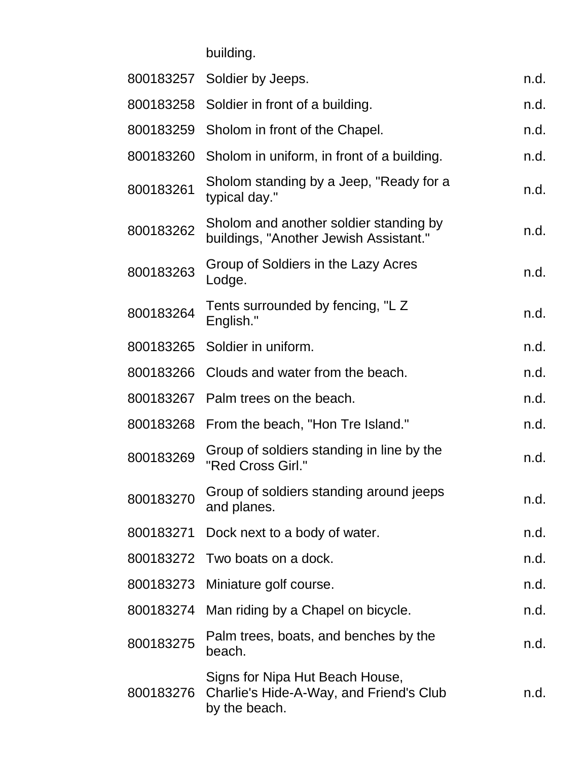| | building. | |
|---|---|---|
| 800183257 | Soldier by Jeeps. | n.d. |
| 800183258 | Soldier in front of a building. | n.d. |
| 800183259 | Sholom in front of the Chapel. | n.d. |
| 800183260 | Sholom in uniform, in front of a building. | n.d. |
| 800183261 | Sholom standing by a Jeep, "Ready for a typical day." | n.d. |
| 800183262 | Sholom and another soldier standing by buildings, "Another Jewish Assistant." | n.d. |
| 800183263 | Group of Soldiers in the Lazy Acres Lodge. | n.d. |
| 800183264 | Tents surrounded by fencing, "L Z English." | n.d. |
| 800183265 | Soldier in uniform. | n.d. |
| 800183266 | Clouds and water from the beach. | n.d. |
| 800183267 | Palm trees on the beach. | n.d. |
| 800183268 | From the beach, "Hon Tre Island." | n.d. |
| 800183269 | Group of soldiers standing in line by the "Red Cross Girl." | n.d. |
| 800183270 | Group of soldiers standing around jeeps and planes. | n.d. |
| 800183271 | Dock next to a body of water. | n.d. |
| 800183272 | Two boats on a dock. | n.d. |
| 800183273 | Miniature golf course. | n.d. |
| 800183274 | Man riding by a Chapel on bicycle. | n.d. |
| 800183275 | Palm trees, boats, and benches by the beach. | n.d. |
| 800183276 | Signs for Nipa Hut Beach House, Charlie's Hide-A-Way, and Friend's Club by the beach. | n.d. |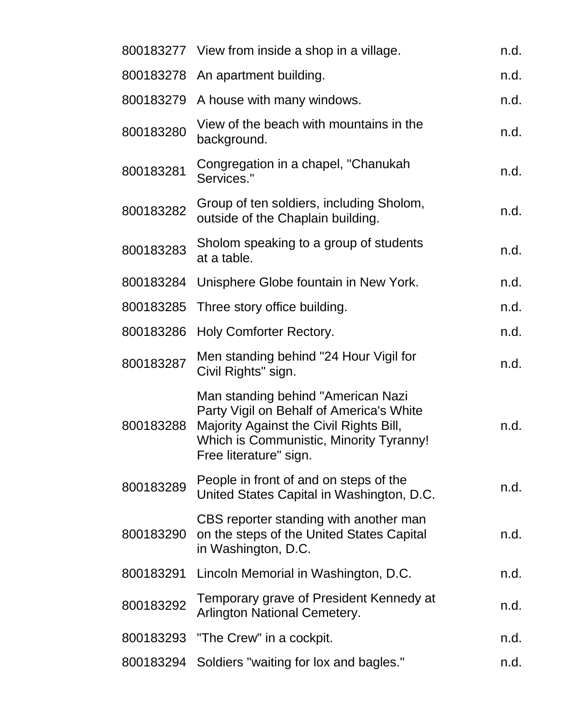| | | |
|---|---|---|
| 800183277 | View from inside a shop in a village. | n.d. |
| 800183278 | An apartment building. | n.d. |
| 800183279 | A house with many windows. | n.d. |
| 800183280 | View of the beach with mountains in the background. | n.d. |
| 800183281 | Congregation in a chapel, "Chanukah Services." | n.d. |
| 800183282 | Group of ten soldiers, including Sholom, outside of the Chaplain building. | n.d. |
| 800183283 | Sholom speaking to a group of students at a table. | n.d. |
| 800183284 | Unisphere Globe fountain in New York. | n.d. |
| 800183285 | Three story office building. | n.d. |
| 800183286 | Holy Comforter Rectory. | n.d. |
| 800183287 | Men standing behind "24 Hour Vigil for Civil Rights" sign. | n.d. |
| 800183288 | Man standing behind "American Nazi Party Vigil on Behalf of America's White Majority Against the Civil Rights Bill, Which is Communistic, Minority Tyranny! Free literature" sign. | n.d. |
| 800183289 | People in front of and on steps of the United States Capital in Washington, D.C. | n.d. |
| 800183290 | CBS reporter standing with another man on the steps of the United States Capital in Washington, D.C. | n.d. |
| 800183291 | Lincoln Memorial in Washington, D.C. | n.d. |
| 800183292 | Temporary grave of President Kennedy at Arlington National Cemetery. | n.d. |
| 800183293 | "The Crew" in a cockpit. | n.d. |
| 800183294 | Soldiers "waiting for lox and bagles." | n.d. |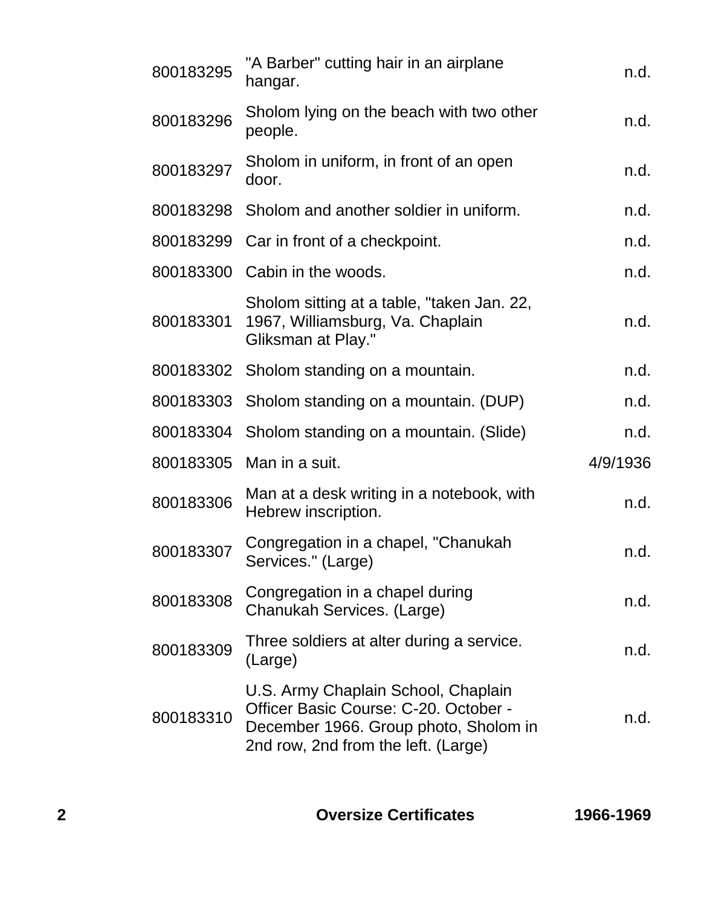| | | |
|---|---|---|
| 800183295 | "A Barber" cutting hair in an airplane hangar. | n.d. |
| 800183296 | Sholom lying on the beach with two other people. | n.d. |
| 800183297 | Sholom in uniform, in front of an open door. | n.d. |
| 800183298 | Sholom and another soldier in uniform. | n.d. |
| 800183299 | Car in front of a checkpoint. | n.d. |
| 800183300 | Cabin in the woods. | n.d. |
| 800183301 | Sholom sitting at a table, "taken Jan. 22, 1967, Williamsburg, Va. Chaplain Gliksman at Play." | n.d. |
| 800183302 | Sholom standing on a mountain. | n.d. |
| 800183303 | Sholom standing on a mountain. (DUP) | n.d. |
| 800183304 | Sholom standing on a mountain. (Slide) | n.d. |
| 800183305 | Man in a suit. | 4/9/1936 |
| 800183306 | Man at a desk writing in a notebook, with Hebrew inscription. | n.d. |
| 800183307 | Congregation in a chapel, "Chanukah Services." (Large) | n.d. |
| 800183308 | Congregation in a chapel during Chanukah Services. (Large) | n.d. |
| 800183309 | Three soldiers at alter during a service. (Large) | n.d. |
| 800183310 | U.S. Army Chaplain School, Chaplain Officer Basic Course: C-20. October - December 1966. Group photo, Sholom in 2nd row, 2nd from the left. (Large) | n.d. |

| | | |
|---|---|---|
| **2** | **Oversize Certificates** | **1966-1969** |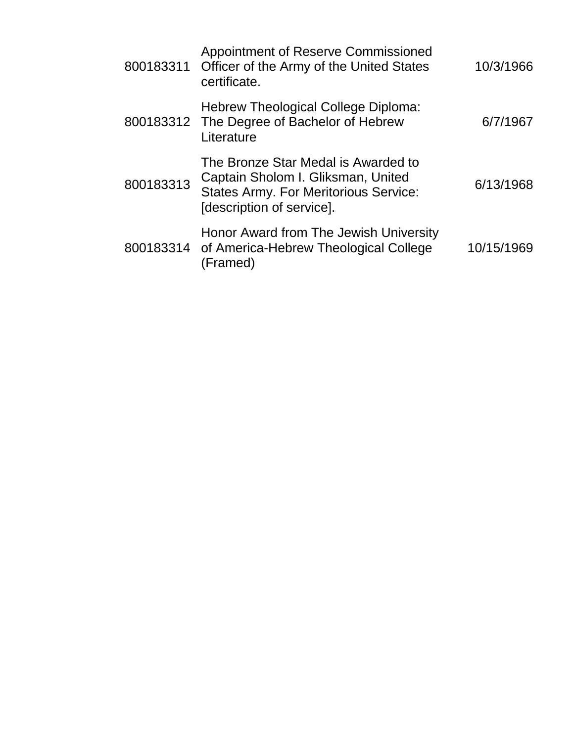| | | |
|---|---|---|
| 800183311 | Appointment of Reserve Commissioned Officer of the Army of the United States certificate. | 10/3/1966 |
| 800183312 | Hebrew Theological College Diploma: The Degree of Bachelor of Hebrew Literature | 6/7/1967 |
| 800183313 | The Bronze Star Medal is Awarded to Captain Sholom I. Gliksman, United States Army. For Meritorious Service: [description of service]. | 6/13/1968 |
| 800183314 | Honor Award from The Jewish University of America-Hebrew Theological College (Framed) | 10/15/1969 |